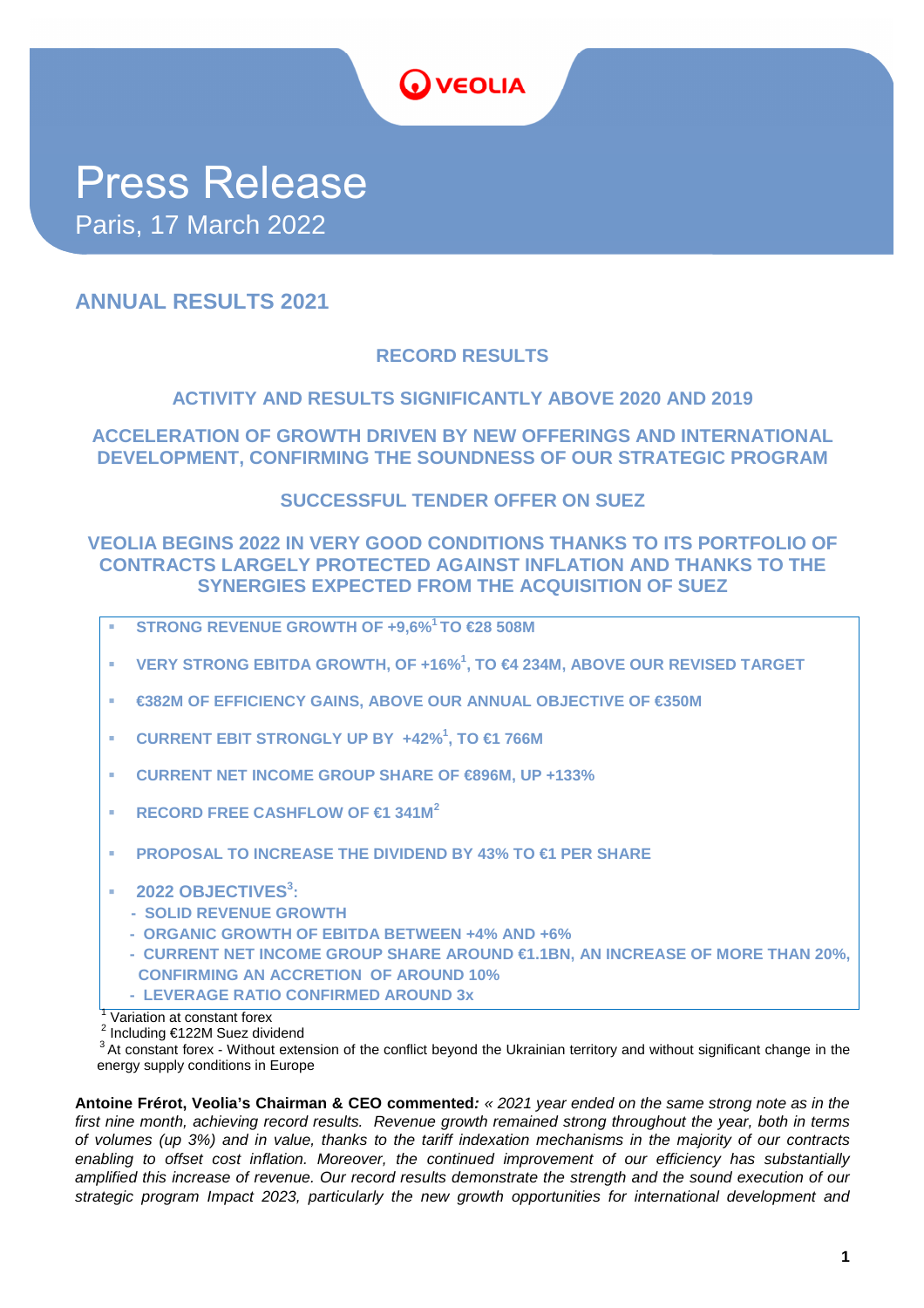VEOLIA

# Press Release

Paris, 17 March 2022

## ANNUAL RESULTS 2021

### RECORD RESULTS

### ACTIVITY AND RESULTS SIGNIFICANTLY ABOVE 2020 AND 2019

### ACCELERATION OF GROWTH DRIVEN BY NEW OFFERINGS AND INTERNATIONAL DEVELOPMENT, CONFIRMING THE SOUNDNESS OF OUR STRATEGIC PROGRAM

### SUCCESSFUL TENDER OFFER ON SUEZ

### VEOLIA BEGINS 2022 IN VERY GOOD CONDITIONS THANKS TO ITS PORTFOLIO OF CONTRACTS LARGELY PROTECTED AGAINST INFLATION AND THANKS TO THE SYNERGIES EXPECTED FROM THE ACQUISITION OF SUEZ

- **STRONG REVENUE GROWTH OF +9,6%[1] TO €28 508M**
- **VERY STRONG EBITDA GROWTH, OF +16%[1], TO €4 234M, ABOVE OUR REVISED TARGET**
- **€382M OF EFFICIENCY GAINS, ABOVE OUR ANNUAL OBJECTIVE OF €350M**
- **CURRENT EBIT STRONGLY UP BY +42%[1], TO €1 766M**
- **CURRENT NET INCOME GROUP SHARE OF €896M, UP +133%**
- **RECORD FREE CASHFLOW OF €1 341M[2]**
- **PROPOSAL TO INCREASE THE DIVIDEND BY 43% TO €1 PER SHARE**
- **2022 OBJECTIVES[3]:**
  - **SOLID REVENUE GROWTH**
  - **ORGANIC GROWTH OF EBITDA BETWEEN +4% AND +6%**
  - **CURRENT NET INCOME GROUP SHARE AROUND €1.1BN, AN INCREASE OF MORE THAN 20%, CONFIRMING AN ACCRETION OF AROUND 10%**
  - **LEVERAGE RATIO CONFIRMED AROUND 3x**

[1] Variation at constant forex

[2] Including €122M Suez dividend

[3] At constant forex - Without extension of the conflict beyond the Ukrainian territory and without significant change in the energy supply conditions in Europe

**Antoine Frérot, Veolia's Chairman & CEO commented***: « 2021 year ended on the same strong note as in the first nine month, achieving record results. Revenue growth remained strong throughout the year, both in terms of volumes (up 3%) and in value, thanks to the tariff indexation mechanisms in the majority of our contracts enabling to offset cost inflation. Moreover, the continued improvement of our efficiency has substantially amplified this increase of revenue. Our record results demonstrate the strength and the sound execution of our strategic program Impact 2023, particularly the new growth opportunities for international development and*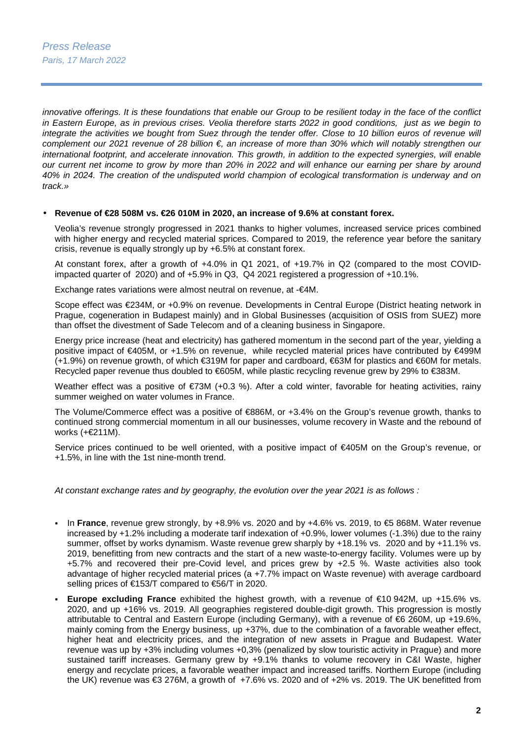*innovative offerings. It is these foundations that enable our Group to be resilient today in the face of the conflict in Eastern Europe, as in previous crises. Veolia therefore starts 2022 in good conditions, just as we begin to integrate the activities we bought from Suez through the tender offer. Close to 10 billion euros of revenue will complement our 2021 revenue of 28 billion €, an increase of more than 30% which will notably strengthen our international footprint, and accelerate innovation. This growth, in addition to the expected synergies, will enable our current net income to grow by more than 20% in 2022 and will enhance our earning per share by around 40% in 2024. The creation of the undisputed world champion of ecological transformation is underway and on track.»*

- **Revenue of €28 508M vs. €26 010M in 2020, an increase of 9.6% at constant forex.**

  Veolia's revenue strongly progressed in 2021 thanks to higher volumes, increased service prices combined with higher energy and recycled material sprices. Compared to 2019, the reference year before the sanitary crisis, revenue is equally strongly up by +6.5% at constant forex.

  At constant forex, after a growth of +4.0% in Q1 2021, of +19.7% in Q2 (compared to the most COVID-impacted quarter of 2020) and of +5.9% in Q3, Q4 2021 registered a progression of +10.1%.

  Exchange rates variations were almost neutral on revenue, at -€4M.

  Scope effect was €234M, or +0.9% on revenue. Developments in Central Europe (District heating network in Prague, cogeneration in Budapest mainly) and in Global Businesses (acquisition of OSIS from SUEZ) more than offset the divestment of Sade Telecom and of a cleaning business in Singapore.

  Energy price increase (heat and electricity) has gathered momentum in the second part of the year, yielding a positive impact of €405M, or +1.5% on revenue, while recycled material prices have contributed by €499M (+1.9%) on revenue growth, of which €319M for paper and cardboard, €63M for plastics and €60M for metals. Recycled paper revenue thus doubled to €605M, while plastic recycling revenue grew by 29% to €383M.

  Weather effect was a positive of €73M (+0.3 %). After a cold winter, favorable for heating activities, rainy summer weighed on water volumes in France.

  The Volume/Commerce effect was a positive of €886M, or +3.4% on the Group's revenue growth, thanks to continued strong commercial momentum in all our businesses, volume recovery in Waste and the rebound of works (+€211M).

  Service prices continued to be well oriented, with a positive impact of €405M on the Group's revenue, or +1.5%, in line with the 1st nine-month trend.

*At constant exchange rates and by geography, the evolution over the year 2021 is as follows :*

- In **France**, revenue grew strongly, by +8.9% vs. 2020 and by +4.6% vs. 2019, to €5 868M. Water revenue increased by +1.2% including a moderate tarif indexation of +0.9%, lower volumes (-1.3%) due to the rainy summer, offset by works dynamism. Waste revenue grew sharply by +18.1% vs. 2020 and by +11.1% vs. 2019, benefitting from new contracts and the start of a new waste-to-energy facility. Volumes were up by +5.7% and recovered their pre-Covid level, and prices grew by +2.5 %. Waste activities also took advantage of higher recycled material prices (a +7.7% impact on Waste revenue) with average cardboard selling prices of €153/T compared to €56/T in 2020.
- **Europe excluding France** exhibited the highest growth, with a revenue of €10 942M, up +15.6% vs. 2020, and up +16% vs. 2019. All geographies registered double-digit growth. This progression is mostly attributable to Central and Eastern Europe (including Germany), with a revenue of €6 260M, up +19.6%, mainly coming from the Energy business, up +37%, due to the combination of a favorable weather effect, higher heat and electricity prices, and the integration of new assets in Prague and Budapest. Water revenue was up by +3% including volumes +0,3% (penalized by slow touristic activity in Prague) and more sustained tariff increases. Germany grew by +9.1% thanks to volume recovery in C&I Waste, higher energy and recyclate prices, a favorable weather impact and increased tariffs. Northern Europe (including the UK) revenue was €3 276M, a growth of +7.6% vs. 2020 and of +2% vs. 2019. The UK benefitted from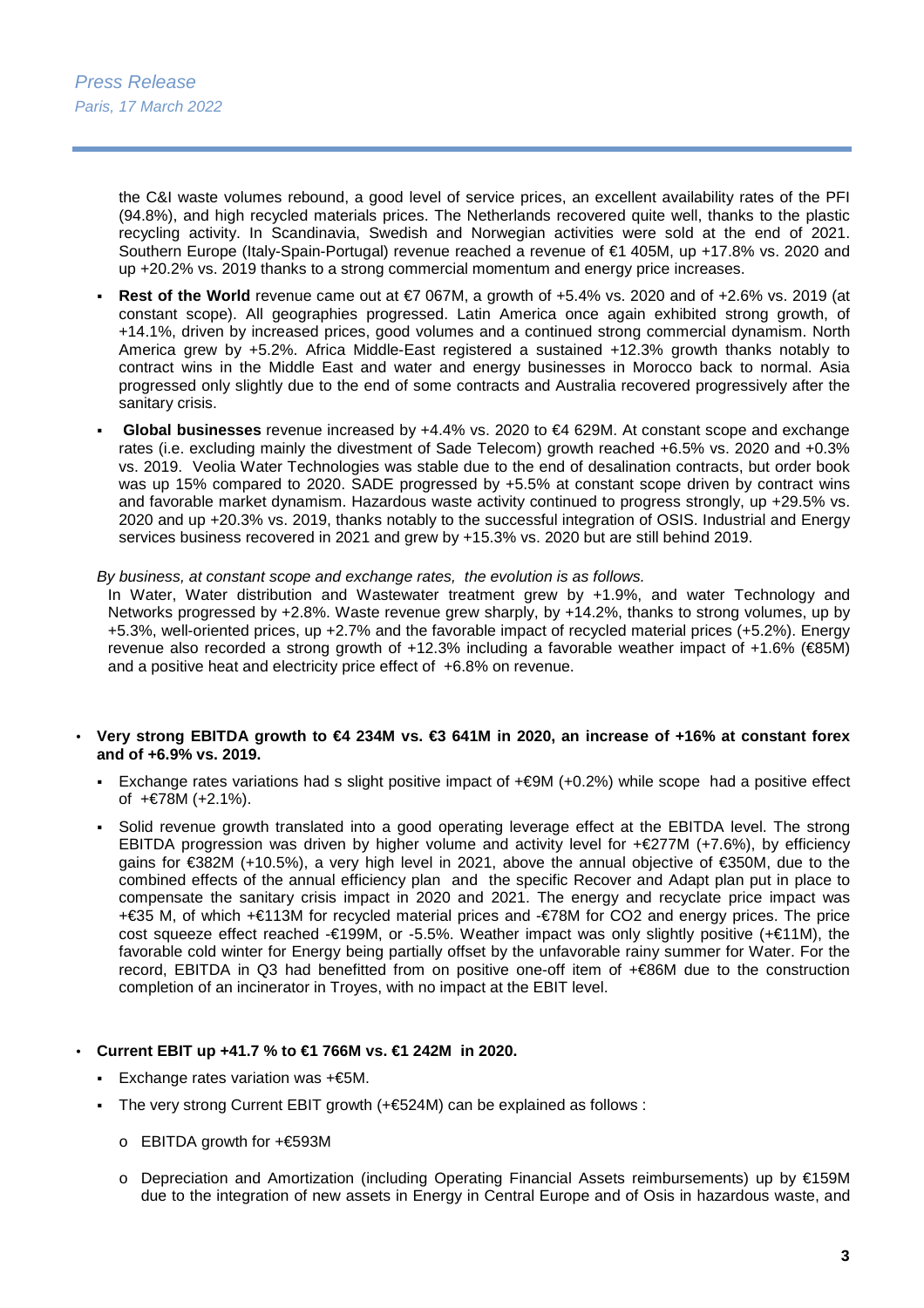the C&I waste volumes rebound, a good level of service prices, an excellent availability rates of the PFI (94.8%), and high recycled materials prices. The Netherlands recovered quite well, thanks to the plastic recycling activity. In Scandinavia, Swedish and Norwegian activities were sold at the end of 2021. Southern Europe (Italy-Spain-Portugal) revenue reached a revenue of €1 405M, up +17.8% vs. 2020 and up +20.2% vs. 2019 thanks to a strong commercial momentum and energy price increases.

- **Rest of the World** revenue came out at €7 067M, a growth of +5.4% vs. 2020 and of +2.6% vs. 2019 (at constant scope). All geographies progressed. Latin America once again exhibited strong growth, of +14.1%, driven by increased prices, good volumes and a continued strong commercial dynamism. North America grew by +5.2%. Africa Middle-East registered a sustained +12.3% growth thanks notably to contract wins in the Middle East and water and energy businesses in Morocco back to normal. Asia progressed only slightly due to the end of some contracts and Australia recovered progressively after the sanitary crisis.
- **Global businesses** revenue increased by +4.4% vs. 2020 to €4 629M. At constant scope and exchange rates (i.e. excluding mainly the divestment of Sade Telecom) growth reached +6.5% vs. 2020 and +0.3% vs. 2019. Veolia Water Technologies was stable due to the end of desalination contracts, but order book was up 15% compared to 2020. SADE progressed by +5.5% at constant scope driven by contract wins and favorable market dynamism. Hazardous waste activity continued to progress strongly, up +29.5% vs. 2020 and up +20.3% vs. 2019, thanks notably to the successful integration of OSIS. Industrial and Energy services business recovered in 2021 and grew by +15.3% vs. 2020 but are still behind 2019.

*By business, at constant scope and exchange rates, the evolution is as follows.*

In Water, Water distribution and Wastewater treatment grew by +1.9%, and water Technology and Networks progressed by +2.8%. Waste revenue grew sharply, by +14.2%, thanks to strong volumes, up by +5.3%, well-oriented prices, up +2.7% and the favorable impact of recycled material prices (+5.2%). Energy revenue also recorded a strong growth of +12.3% including a favorable weather impact of +1.6% (€85M) and a positive heat and electricity price effect of +6.8% on revenue.

- **Very strong EBITDA growth to €4 234M vs. €3 641M in 2020, an increase of +16% at constant forex and of +6.9% vs. 2019.**
  - Exchange rates variations had s slight positive impact of +€9M (+0.2%) while scope had a positive effect of +€78M (+2.1%).
  - Solid revenue growth translated into a good operating leverage effect at the EBITDA level. The strong EBITDA progression was driven by higher volume and activity level for +€277M (+7.6%), by efficiency gains for €382M (+10.5%), a very high level in 2021, above the annual objective of €350M, due to the combined effects of the annual efficiency plan and the specific Recover and Adapt plan put in place to compensate the sanitary crisis impact in 2020 and 2021. The energy and recyclate price impact was +€35 M, of which +€113M for recycled material prices and -€78M for CO2 and energy prices. The price cost squeeze effect reached -€199M, or -5.5%. Weather impact was only slightly positive (+€11M), the favorable cold winter for Energy being partially offset by the unfavorable rainy summer for Water. For the record, EBITDA in Q3 had benefitted from on positive one-off item of +€86M due to the construction completion of an incinerator in Troyes, with no impact at the EBIT level.

- **Current EBIT up +41.7 % to €1 766M vs. €1 242M in 2020.**
  - Exchange rates variation was +€5M.
  - The very strong Current EBIT growth (+€524M) can be explained as follows :
    - EBITDA growth for +€593M
    - Depreciation and Amortization (including Operating Financial Assets reimbursements) up by €159M due to the integration of new assets in Energy in Central Europe and of Osis in hazardous waste, and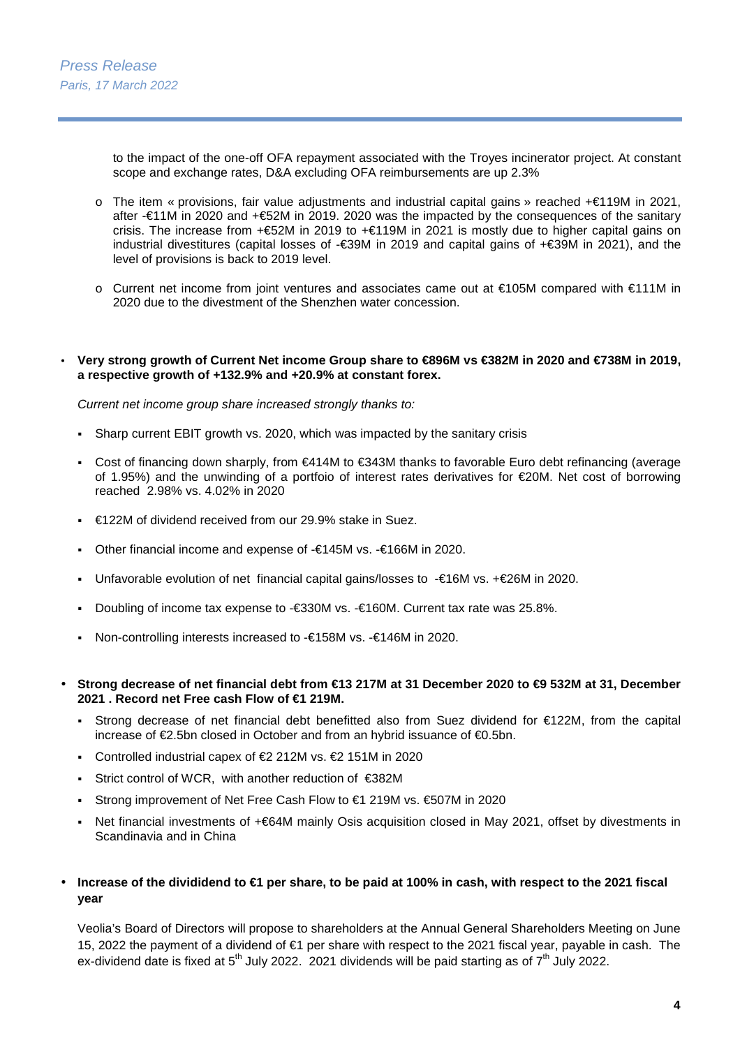to the impact of the one-off OFA repayment associated with the Troyes incinerator project. At constant scope and exchange rates, D&A excluding OFA reimbursements are up 2.3%

- The item « provisions, fair value adjustments and industrial capital gains » reached +€119M in 2021, after -€11M in 2020 and +€52M in 2019. 2020 was the impacted by the consequences of the sanitary crisis. The increase from +€52M in 2019 to +€119M in 2021 is mostly due to higher capital gains on industrial divestitures (capital losses of -€39M in 2019 and capital gains of +€39M in 2021), and the level of provisions is back to 2019 level.
- Current net income from joint ventures and associates came out at €105M compared with €111M in 2020 due to the divestment of the Shenzhen water concession.

- **Very strong growth of Current Net income Group share to €896M vs €382M in 2020 and €738M in 2019, a respective growth of +132.9% and +20.9% at constant forex.**

  *Current net income group share increased strongly thanks to:*

  - Sharp current EBIT growth vs. 2020, which was impacted by the sanitary crisis
  - Cost of financing down sharply, from €414M to €343M thanks to favorable Euro debt refinancing (average of 1.95%) and the unwinding of a portfoio of interest rates derivatives for €20M. Net cost of borrowing reached 2.98% vs. 4.02% in 2020
  - €122M of dividend received from our 29.9% stake in Suez.
  - Other financial income and expense of -€145M vs. -€166M in 2020.
  - Unfavorable evolution of net financial capital gains/losses to -€16M vs. +€26M in 2020.
  - Doubling of income tax expense to -€330M vs. -€160M. Current tax rate was 25.8%.
  - Non-controlling interests increased to -€158M vs. -€146M in 2020.

- **Strong decrease of net financial debt from €13 217M at 31 December 2020 to €9 532M at 31, December 2021 . Record net Free cash Flow of €1 219M.**
  - Strong decrease of net financial debt benefitted also from Suez dividend for €122M, from the capital increase of €2.5bn closed in October and from an hybrid issuance of €0.5bn.
  - Controlled industrial capex of €2 212M vs. €2 151M in 2020
  - Strict control of WCR, with another reduction of €382M
  - Strong improvement of Net Free Cash Flow to €1 219M vs. €507M in 2020
  - Net financial investments of +€64M mainly Osis acquisition closed in May 2021, offset by divestments in Scandinavia and in China

- **Increase of the divididend to €1 per share, to be paid at 100% in cash, with respect to the 2021 fiscal year**

  Veolia's Board of Directors will propose to shareholders at the Annual General Shareholders Meeting on June 15, 2022 the payment of a dividend of €1 per share with respect to the 2021 fiscal year, payable in cash. The ex-dividend date is fixed at 5th July 2022. 2021 dividends will be paid starting as of 7th July 2022.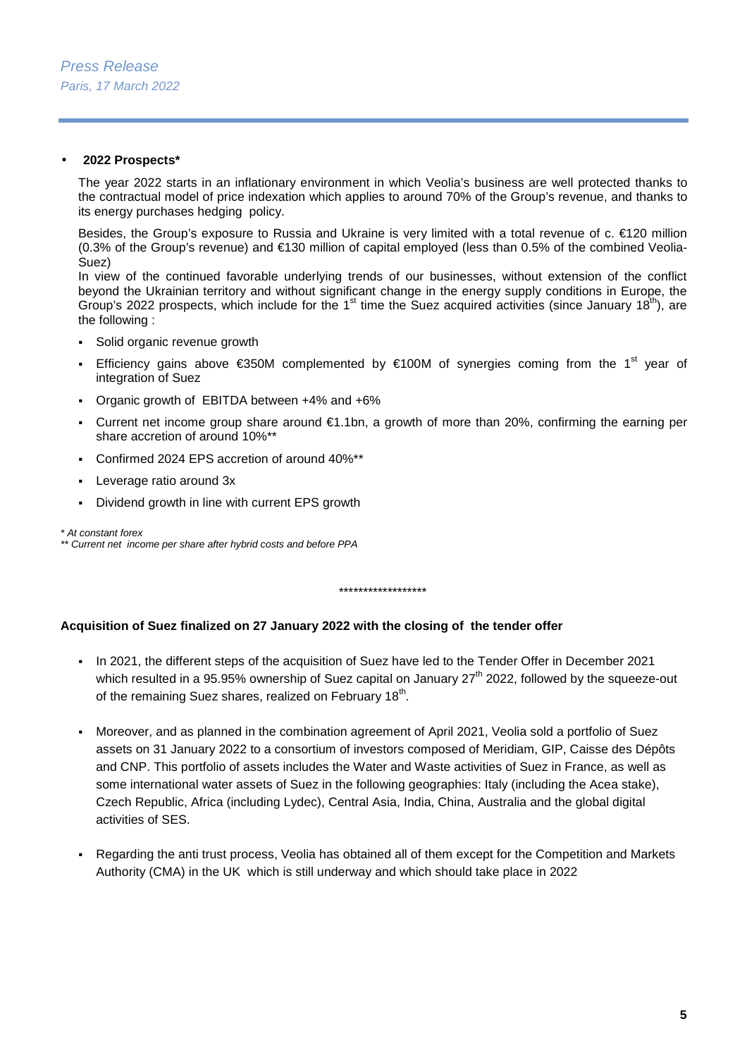- **2022 Prospects***

The year 2022 starts in an inflationary environment in which Veolia's business are well protected thanks to the contractual model of price indexation which applies to around 70% of the Group's revenue, and thanks to its energy purchases hedging policy.

Besides, the Group's exposure to Russia and Ukraine is very limited with a total revenue of c. €120 million (0.3% of the Group's revenue) and €130 million of capital employed (less than 0.5% of the combined Veolia-Suez)

In view of the continued favorable underlying trends of our businesses, without extension of the conflict beyond the Ukrainian territory and without significant change in the energy supply conditions in Europe, the Group's 2022 prospects, which include for the 1st time the Suez acquired activities (since January 18th), are the following :

- Solid organic revenue growth
- Efficiency gains above €350M complemented by €100M of synergies coming from the 1st year of integration of Suez
- Organic growth of EBITDA between +4% and +6%
- Current net income group share around €1.1bn, a growth of more than 20%, confirming the earning per share accretion of around 10%**
- Confirmed 2024 EPS accretion of around 40%**
- Leverage ratio around 3x
- Dividend growth in line with current EPS growth

*\* At constant forex*
*\*\* Current net income per share after hybrid costs and before PPA*

\*\*\*\*\*\*\*\*\*\*\*\*\*\*\*\*\*\*

**Acquisition of Suez finalized on 27 January 2022 with the closing of the tender offer**

- In 2021, the different steps of the acquisition of Suez have led to the Tender Offer in December 2021 which resulted in a 95.95% ownership of Suez capital on January 27th 2022, followed by the squeeze-out of the remaining Suez shares, realized on February 18th.
- Moreover, and as planned in the combination agreement of April 2021, Veolia sold a portfolio of Suez assets on 31 January 2022 to a consortium of investors composed of Meridiam, GIP, Caisse des Dépôts and CNP. This portfolio of assets includes the Water and Waste activities of Suez in France, as well as some international water assets of Suez in the following geographies: Italy (including the Acea stake), Czech Republic, Africa (including Lydec), Central Asia, India, China, Australia and the global digital activities of SES.
- Regarding the anti trust process, Veolia has obtained all of them except for the Competition and Markets Authority (CMA) in the UK which is still underway and which should take place in 2022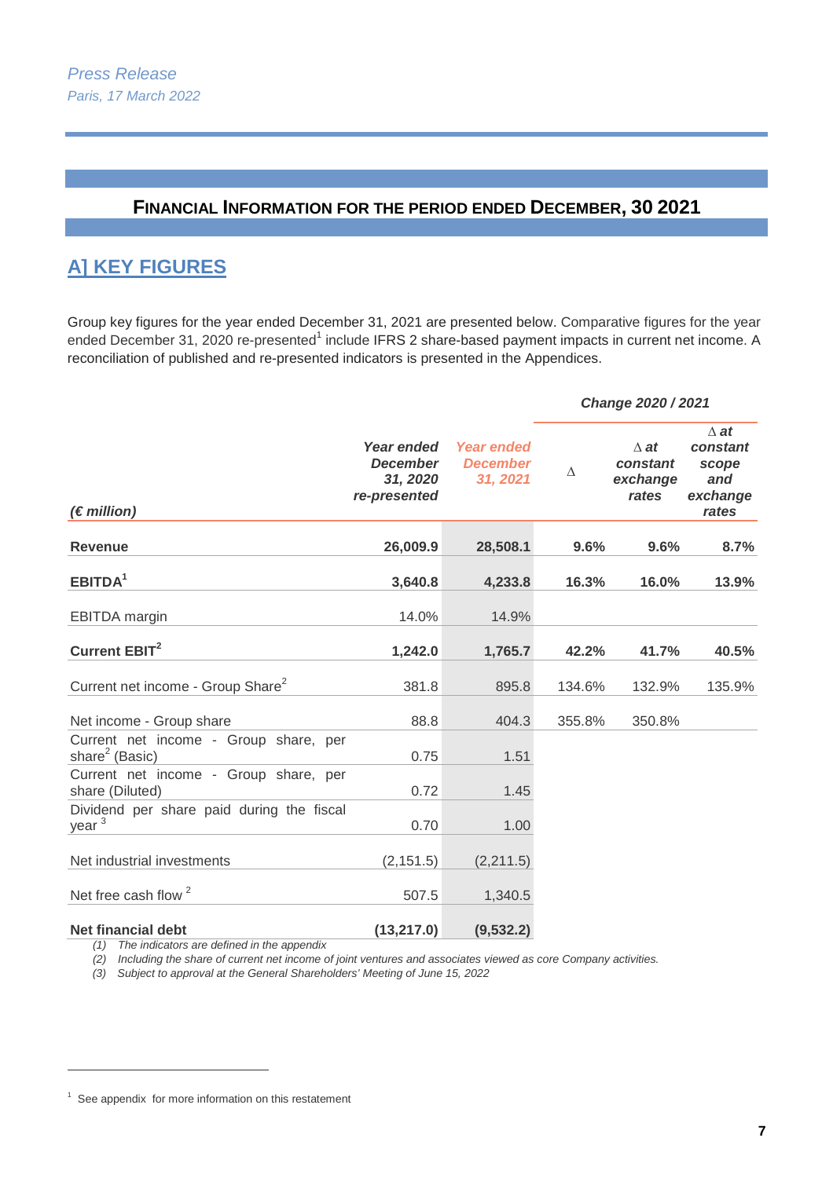Press Release
Paris, 17 March 2022

## FINANCIAL INFORMATION FOR THE PERIOD ENDED DECEMBER, 30 2021

## A] KEY FIGURES

Group key figures for the year ended December 31, 2021 are presented below. Comparative figures for the year ended December 31, 2020 re-presented[1] include IFRS 2 share-based payment impacts in current net income. A reconciliation of published and re-presented indicators is presented in the Appendices.

| | | | Change 2020 / 2021 | | |
|---|---|---|---|---|---|
| *(€ million)* | *Year ended December 31, 2020 re-presented* | *Year ended December 31, 2021* | Δ | *Δ at constant exchange rates* | *Δ at constant scope and exchange rates* |
| **Revenue** | **26,009.9** | **28,508.1** | **9.6%** | **9.6%** | **8.7%** |
| **EBITDA**[1] | **3,640.8** | **4,233.8** | **16.3%** | **16.0%** | **13.9%** |
| EBITDA margin | 14.0% | 14.9% | | | |
| **Current EBIT**[2] | **1,242.0** | **1,765.7** | **42.2%** | **41.7%** | **40.5%** |
| Current net income - Group Share[2] | 381.8 | 895.8 | 134.6% | 132.9% | 135.9% |
| Net income - Group share | 88.8 | 404.3 | 355.8% | 350.8% | |
| Current net income - Group share, per share[2] (Basic) | 0.75 | 1.51 | | | |
| Current net income - Group share, per share (Diluted) | 0.72 | 1.45 | | | |
| Dividend per share paid during the fiscal year [3] | 0.70 | 1.00 | | | |
| Net industrial investments | (2,151.5) | (2,211.5) | | | |
| Net free cash flow [2] | 507.5 | 1,340.5 | | | |
| **Net financial debt** | **(13,217.0)** | **(9,532.2)** | | | |

*(1) The indicators are defined in the appendix*
*(2) Including the share of current net income of joint ventures and associates viewed as core Company activities.*
*(3) Subject to approval at the General Shareholders' Meeting of June 15, 2022*

[1] See appendix for more information on this restatement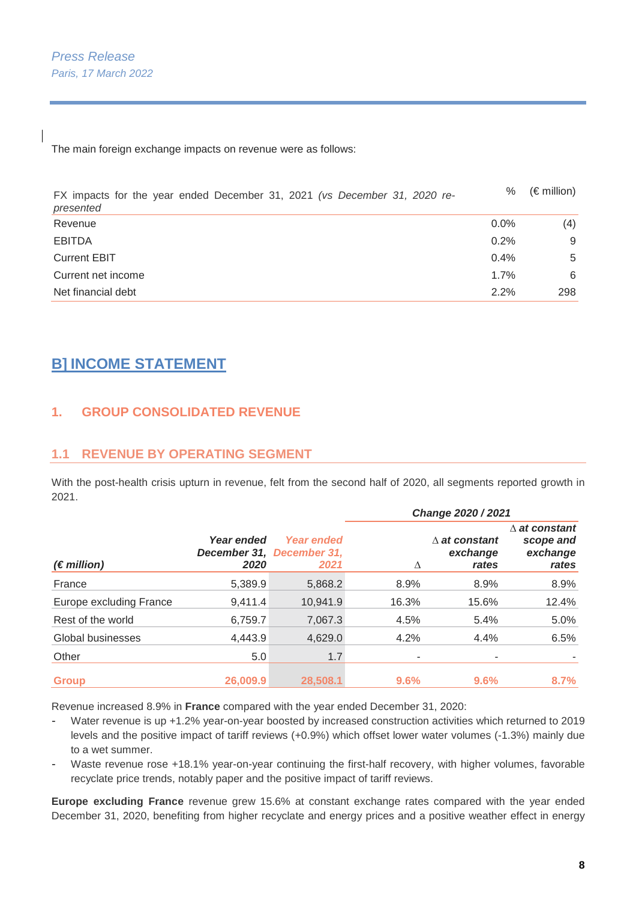The main foreign exchange impacts on revenue were as follows:

| FX impacts for the year ended December 31, 2021 *(vs December 31, 2020 re-presented* | % | (€ million) |
|---|---|---|
| Revenue | 0.0% | (4) |
| EBITDA | 0.2% | 9 |
| Current EBIT | 0.4% | 5 |
| Current net income | 1.7% | 6 |
| Net financial debt | 2.2% | 298 |

# B] INCOME STATEMENT

## 1. GROUP CONSOLIDATED REVENUE

### 1.1 REVENUE BY OPERATING SEGMENT

With the post-health crisis upturn in revenue, felt from the second half of 2020, all segments reported growth in 2021.

| | | | *Change 2020 / 2021* | | |
|---|---|---|---|---|---|
| ***(€ million)*** | ***Year ended December 31, 2020*** | ***Year ended December 31, 2021*** | **∆** | ***∆ at constant exchange rates*** | ***∆ at constant scope and exchange rates*** |
| France | 5,389.9 | 5,868.2 | 8.9% | 8.9% | 8.9% |
| Europe excluding France | 9,411.4 | 10,941.9 | 16.3% | 15.6% | 12.4% |
| Rest of the world | 6,759.7 | 7,067.3 | 4.5% | 5.4% | 5.0% |
| Global businesses | 4,443.9 | 4,629.0 | 4.2% | 4.4% | 6.5% |
| Other | 5.0 | 1.7 | - | - | - |
| **Group** | **26,009.9** | **28,508.1** | **9.6%** | **9.6%** | **8.7%** |

Revenue increased 8.9% in **France** compared with the year ended December 31, 2020:

- Water revenue is up +1.2% year-on-year boosted by increased construction activities which returned to 2019 levels and the positive impact of tariff reviews (+0.9%) which offset lower water volumes (-1.3%) mainly due to a wet summer.
- Waste revenue rose +18.1% year-on-year continuing the first-half recovery, with higher volumes, favorable recyclate price trends, notably paper and the positive impact of tariff reviews.

**Europe excluding France** revenue grew 15.6% at constant exchange rates compared with the year ended December 31, 2020, benefiting from higher recyclate and energy prices and a positive weather effect in energy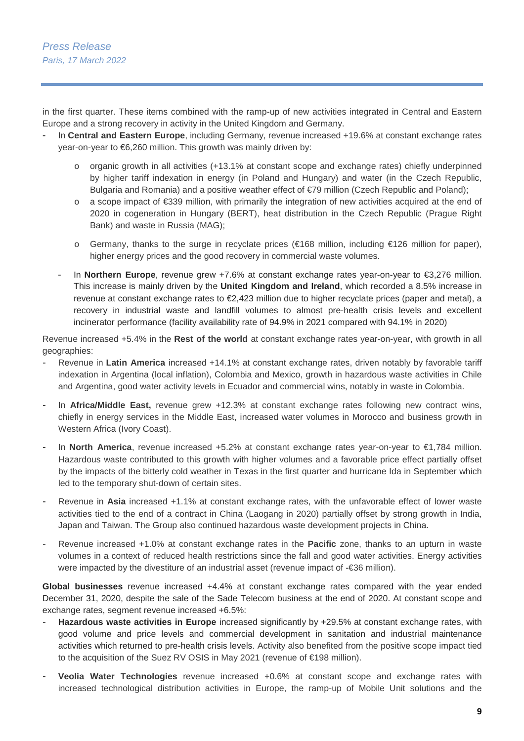in the first quarter. These items combined with the ramp-up of new activities integrated in Central and Eastern Europe and a strong recovery in activity in the United Kingdom and Germany.

- In **Central and Eastern Europe**, including Germany, revenue increased +19.6% at constant exchange rates year-on-year to €6,260 million. This growth was mainly driven by:
  - organic growth in all activities (+13.1% at constant scope and exchange rates) chiefly underpinned by higher tariff indexation in energy (in Poland and Hungary) and water (in the Czech Republic, Bulgaria and Romania) and a positive weather effect of €79 million (Czech Republic and Poland);
  - a scope impact of €339 million, with primarily the integration of new activities acquired at the end of 2020 in cogeneration in Hungary (BERT), heat distribution in the Czech Republic (Prague Right Bank) and waste in Russia (MAG);
  - Germany, thanks to the surge in recyclate prices (€168 million, including €126 million for paper), higher energy prices and the good recovery in commercial waste volumes.
- In **Northern Europe**, revenue grew +7.6% at constant exchange rates year-on-year to €3,276 million. This increase is mainly driven by the **United Kingdom and Ireland**, which recorded a 8.5% increase in revenue at constant exchange rates to €2,423 million due to higher recyclate prices (paper and metal), a recovery in industrial waste and landfill volumes to almost pre-health crisis levels and excellent incinerator performance (facility availability rate of 94.9% in 2021 compared with 94.1% in 2020)

Revenue increased +5.4% in the **Rest of the world** at constant exchange rates year-on-year, with growth in all geographies:

- Revenue in **Latin America** increased +14.1% at constant exchange rates, driven notably by favorable tariff indexation in Argentina (local inflation), Colombia and Mexico, growth in hazardous waste activities in Chile and Argentina, good water activity levels in Ecuador and commercial wins, notably in waste in Colombia.
- In **Africa/Middle East,** revenue grew +12.3% at constant exchange rates following new contract wins, chiefly in energy services in the Middle East, increased water volumes in Morocco and business growth in Western Africa (Ivory Coast).
- In **North America**, revenue increased +5.2% at constant exchange rates year-on-year to €1,784 million. Hazardous waste contributed to this growth with higher volumes and a favorable price effect partially offset by the impacts of the bitterly cold weather in Texas in the first quarter and hurricane Ida in September which led to the temporary shut-down of certain sites.
- Revenue in **Asia** increased +1.1% at constant exchange rates, with the unfavorable effect of lower waste activities tied to the end of a contract in China (Laogang in 2020) partially offset by strong growth in India, Japan and Taiwan. The Group also continued hazardous waste development projects in China.
- Revenue increased +1.0% at constant exchange rates in the **Pacific** zone, thanks to an upturn in waste volumes in a context of reduced health restrictions since the fall and good water activities. Energy activities were impacted by the divestiture of an industrial asset (revenue impact of -€36 million).

**Global businesses** revenue increased +4.4% at constant exchange rates compared with the year ended December 31, 2020, despite the sale of the Sade Telecom business at the end of 2020. At constant scope and exchange rates, segment revenue increased +6.5%:

- **Hazardous waste activities in Europe** increased significantly by +29.5% at constant exchange rates, with good volume and price levels and commercial development in sanitation and industrial maintenance activities which returned to pre-health crisis levels. Activity also benefited from the positive scope impact tied to the acquisition of the Suez RV OSIS in May 2021 (revenue of €198 million).
- **Veolia Water Technologies** revenue increased +0.6% at constant scope and exchange rates with increased technological distribution activities in Europe, the ramp-up of Mobile Unit solutions and the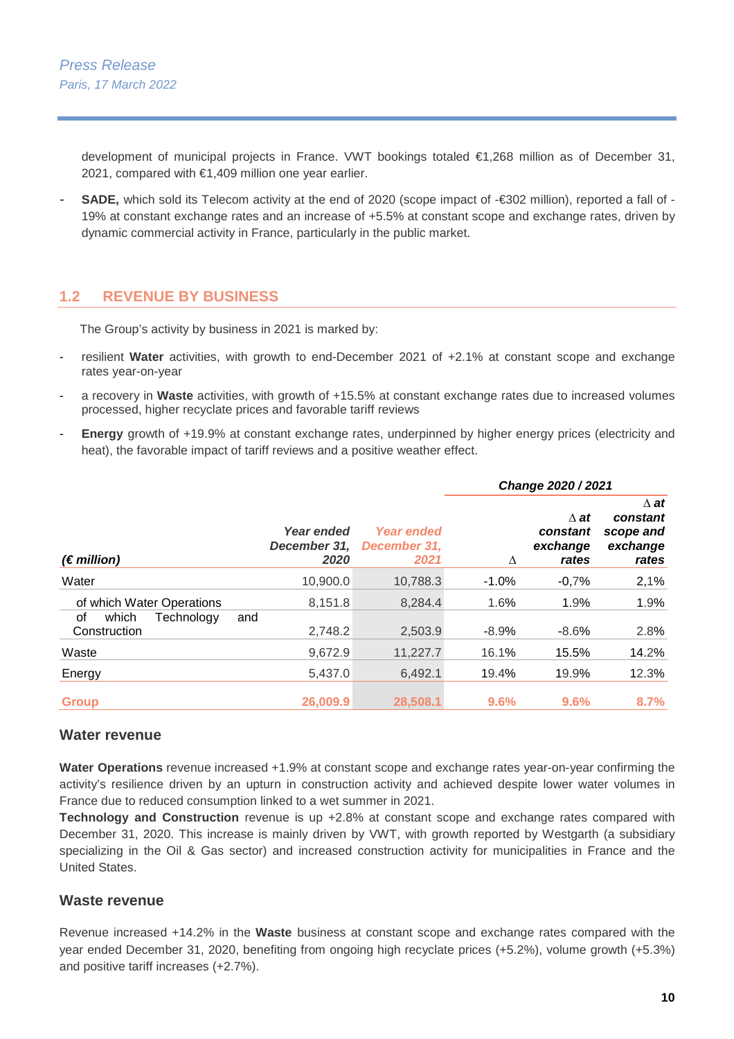development of municipal projects in France. VWT bookings totaled €1,268 million as of December 31, 2021, compared with €1,409 million one year earlier.

- **SADE,** which sold its Telecom activity at the end of 2020 (scope impact of -€302 million), reported a fall of -19% at constant exchange rates and an increase of +5.5% at constant scope and exchange rates, driven by dynamic commercial activity in France, particularly in the public market.

## 1.2 REVENUE BY BUSINESS

The Group's activity by business in 2021 is marked by:

- resilient **Water** activities, with growth to end-December 2021 of +2.1% at constant scope and exchange rates year-on-year
- a recovery in **Waste** activities, with growth of +15.5% at constant exchange rates due to increased volumes processed, higher recyclate prices and favorable tariff reviews
- **Energy** growth of +19.9% at constant exchange rates, underpinned by higher energy prices (electricity and heat), the favorable impact of tariff reviews and a positive weather effect.

| *(€ million)* | *Year ended December 31, 2020* | *Year ended December 31, 2021* | *Change 2020 / 2021* | | |
|---|---|---|---|---|---|
| | | | ∆ | *∆ at constant exchange rates* | *∆ at constant scope and exchange rates* |
| Water | 10,900.0 | 10,788.3 | -1.0% | -0,7% | 2,1% |
| of which Water Operations | 8,151.8 | 8,284.4 | 1.6% | 1.9% | 1.9% |
| of which Technology and Construction | 2,748.2 | 2,503.9 | -8.9% | -8.6% | 2.8% |
| Waste | 9,672.9 | 11,227.7 | 16.1% | 15.5% | 14.2% |
| Energy | 5,437.0 | 6,492.1 | 19.4% | 19.9% | 12.3% |
| **Group** | **26,009.9** | **28,508.1** | **9.6%** | **9.6%** | **8.7%** |

### Water revenue

**Water Operations** revenue increased +1.9% at constant scope and exchange rates year-on-year confirming the activity's resilience driven by an upturn in construction activity and achieved despite lower water volumes in France due to reduced consumption linked to a wet summer in 2021.

**Technology and Construction** revenue is up +2.8% at constant scope and exchange rates compared with December 31, 2020. This increase is mainly driven by VWT, with growth reported by Westgarth (a subsidiary specializing in the Oil & Gas sector) and increased construction activity for municipalities in France and the United States.

### Waste revenue

Revenue increased +14.2% in the **Waste** business at constant scope and exchange rates compared with the year ended December 31, 2020, benefiting from ongoing high recyclate prices (+5.2%), volume growth (+5.3%) and positive tariff increases (+2.7%).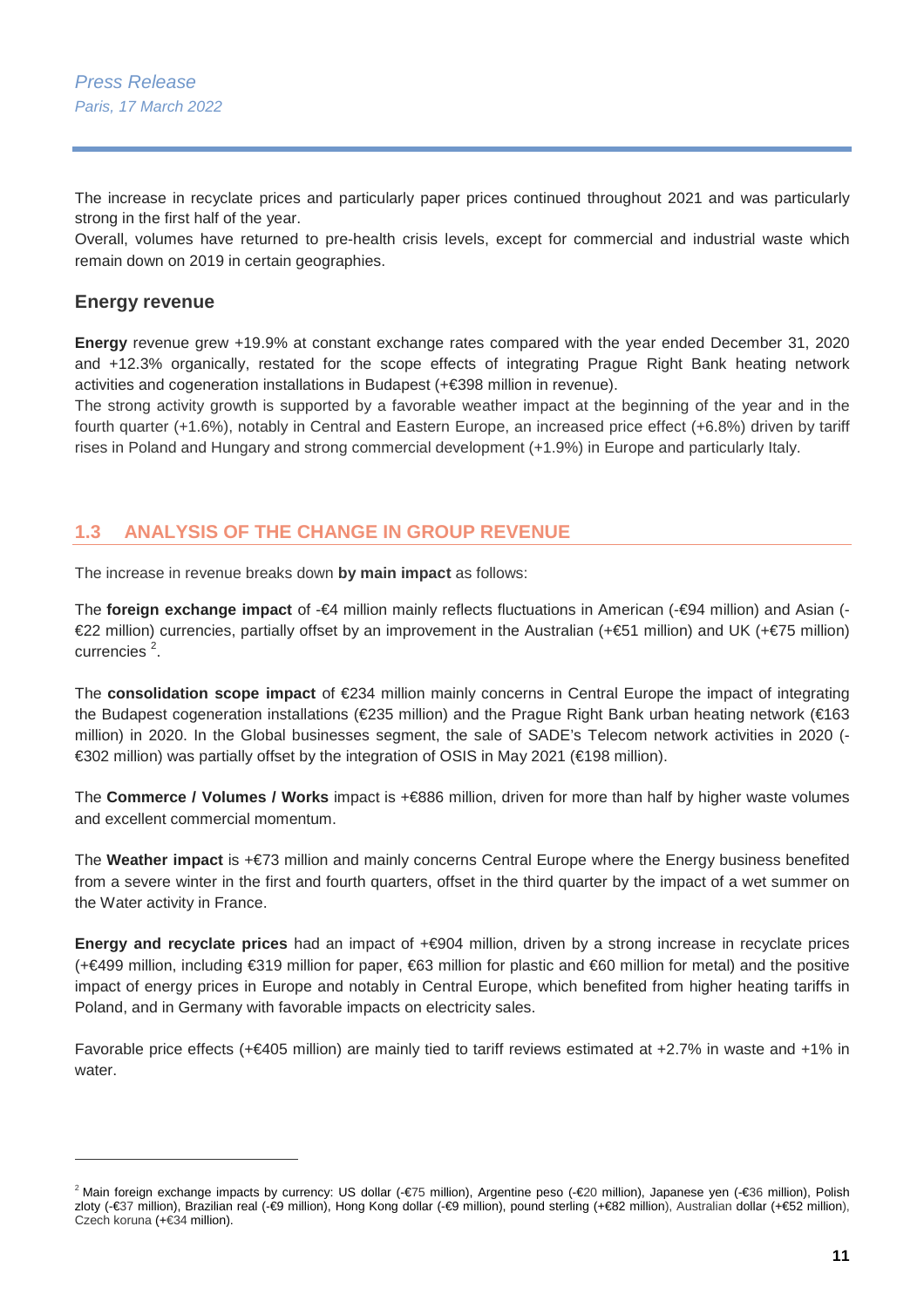The increase in recyclate prices and particularly paper prices continued throughout 2021 and was particularly strong in the first half of the year.

Overall, volumes have returned to pre-health crisis levels, except for commercial and industrial waste which remain down on 2019 in certain geographies.

### Energy revenue

**Energy** revenue grew +19.9% at constant exchange rates compared with the year ended December 31, 2020 and +12.3% organically, restated for the scope effects of integrating Prague Right Bank heating network activities and cogeneration installations in Budapest (+€398 million in revenue).

The strong activity growth is supported by a favorable weather impact at the beginning of the year and in the fourth quarter (+1.6%), notably in Central and Eastern Europe, an increased price effect (+6.8%) driven by tariff rises in Poland and Hungary and strong commercial development (+1.9%) in Europe and particularly Italy.

## 1.3 ANALYSIS OF THE CHANGE IN GROUP REVENUE

The increase in revenue breaks down **by main impact** as follows:

The **foreign exchange impact** of -€4 million mainly reflects fluctuations in American (-€94 million) and Asian (-€22 million) currencies, partially offset by an improvement in the Australian (+€51 million) and UK (+€75 million) currencies [2].

The **consolidation scope impact** of €234 million mainly concerns in Central Europe the impact of integrating the Budapest cogeneration installations (€235 million) and the Prague Right Bank urban heating network (€163 million) in 2020. In the Global businesses segment, the sale of SADE's Telecom network activities in 2020 (-€302 million) was partially offset by the integration of OSIS in May 2021 (€198 million).

The **Commerce / Volumes / Works** impact is +€886 million, driven for more than half by higher waste volumes and excellent commercial momentum.

The **Weather impact** is +€73 million and mainly concerns Central Europe where the Energy business benefited from a severe winter in the first and fourth quarters, offset in the third quarter by the impact of a wet summer on the Water activity in France.

**Energy and recyclate prices** had an impact of +€904 million, driven by a strong increase in recyclate prices (+€499 million, including €319 million for paper, €63 million for plastic and €60 million for metal) and the positive impact of energy prices in Europe and notably in Central Europe, which benefited from higher heating tariffs in Poland, and in Germany with favorable impacts on electricity sales.

Favorable price effects (+€405 million) are mainly tied to tariff reviews estimated at +2.7% in waste and +1% in water.

---

[2] Main foreign exchange impacts by currency: US dollar (-€75 million), Argentine peso (-€20 million), Japanese yen (-€36 million), Polish zloty (-€37 million), Brazilian real (-€9 million), Hong Kong dollar (-€9 million), pound sterling (+€82 million), Australian dollar (+€52 million), Czech koruna (+€34 million).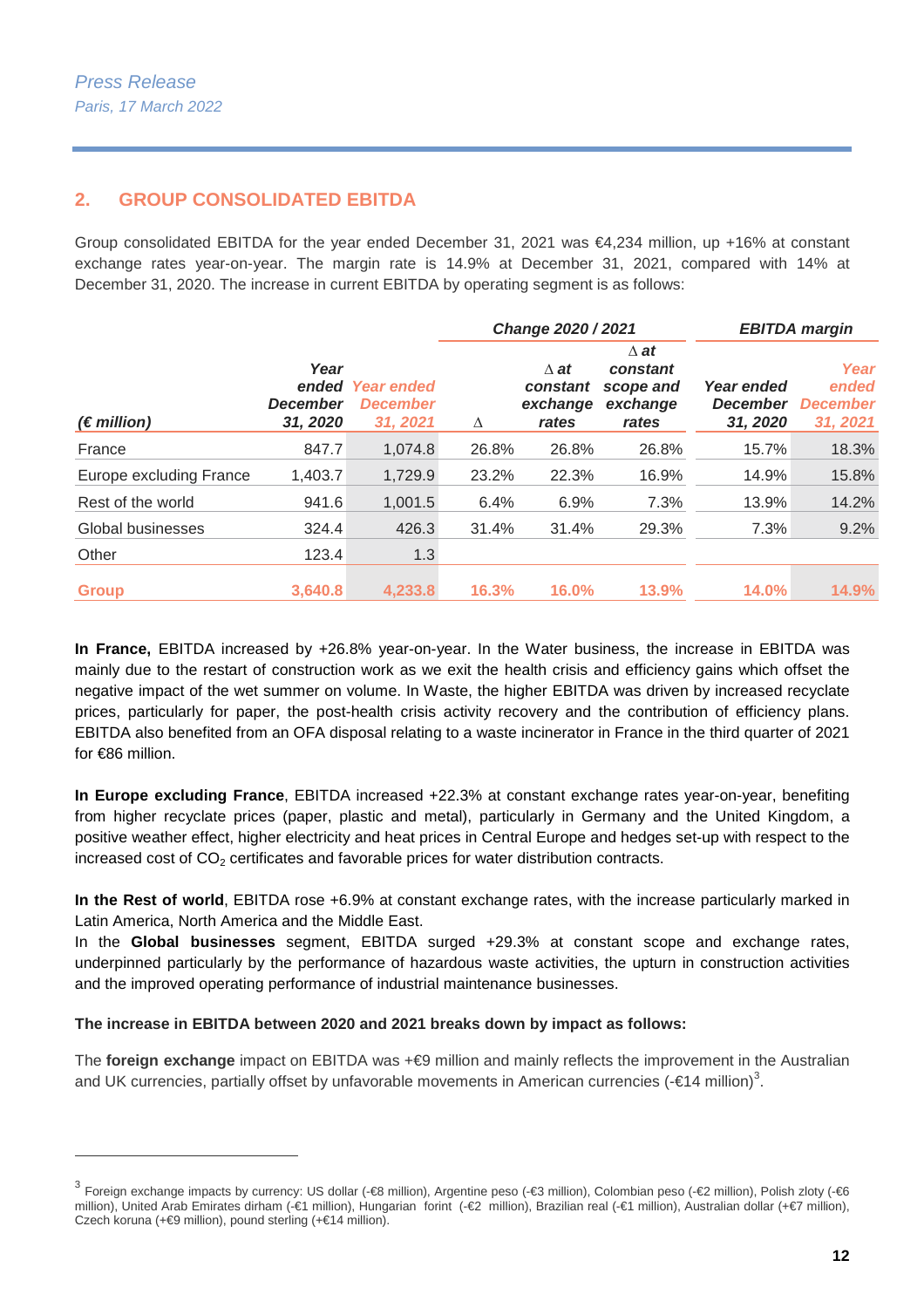## 2. GROUP CONSOLIDATED EBITDA

Group consolidated EBITDA for the year ended December 31, 2021 was €4,234 million, up +16% at constant exchange rates year-on-year. The margin rate is 14.9% at December 31, 2021, compared with 14% at December 31, 2020. The increase in current EBITDA by operating segment is as follows:

| | | | Change 2020 / 2021 | | | EBITDA margin | |
|---|---|---|---|---|---|---|---|
| *(€ million)* | *Year ended December 31, 2020* | *Year ended December 31, 2021* | Δ | *Δ at constant exchange rates* | *Δ at constant scope and exchange rates* | *Year ended December 31, 2020* | *Year ended December 31, 2021* |
| France | 847.7 | 1,074.8 | 26.8% | 26.8% | 26.8% | 15.7% | 18.3% |
| Europe excluding France | 1,403.7 | 1,729.9 | 23.2% | 22.3% | 16.9% | 14.9% | 15.8% |
| Rest of the world | 941.6 | 1,001.5 | 6.4% | 6.9% | 7.3% | 13.9% | 14.2% |
| Global businesses | 324.4 | 426.3 | 31.4% | 31.4% | 29.3% | 7.3% | 9.2% |
| Other | 123.4 | 1.3 | | | | | |
| **Group** | **3,640.8** | **4,233.8** | **16.3%** | **16.0%** | **13.9%** | **14.0%** | **14.9%** |

**In France,** EBITDA increased by +26.8% year-on-year. In the Water business, the increase in EBITDA was mainly due to the restart of construction work as we exit the health crisis and efficiency gains which offset the negative impact of the wet summer on volume. In Waste, the higher EBITDA was driven by increased recyclate prices, particularly for paper, the post-health crisis activity recovery and the contribution of efficiency plans. EBITDA also benefited from an OFA disposal relating to a waste incinerator in France in the third quarter of 2021 for €86 million.

**In Europe excluding France**, EBITDA increased +22.3% at constant exchange rates year-on-year, benefiting from higher recyclate prices (paper, plastic and metal), particularly in Germany and the United Kingdom, a positive weather effect, higher electricity and heat prices in Central Europe and hedges set-up with respect to the increased cost of $CO_2$ certificates and favorable prices for water distribution contracts.

**In the Rest of world**, EBITDA rose +6.9% at constant exchange rates, with the increase particularly marked in Latin America, North America and the Middle East.

In the **Global businesses** segment, EBITDA surged +29.3% at constant scope and exchange rates, underpinned particularly by the performance of hazardous waste activities, the upturn in construction activities and the improved operating performance of industrial maintenance businesses.

**The increase in EBITDA between 2020 and 2021 breaks down by impact as follows:**

The **foreign exchange** impact on EBITDA was +€9 million and mainly reflects the improvement in the Australian and UK currencies, partially offset by unfavorable movements in American currencies (-€14 million)[3].

[3] Foreign exchange impacts by currency: US dollar (-€8 million), Argentine peso (-€3 million), Colombian peso (-€2 million), Polish zloty (-€6 million), United Arab Emirates dirham (-€1 million), Hungarian forint (-€2 million), Brazilian real (-€1 million), Australian dollar (+€7 million), Czech koruna (+€9 million), pound sterling (+€14 million).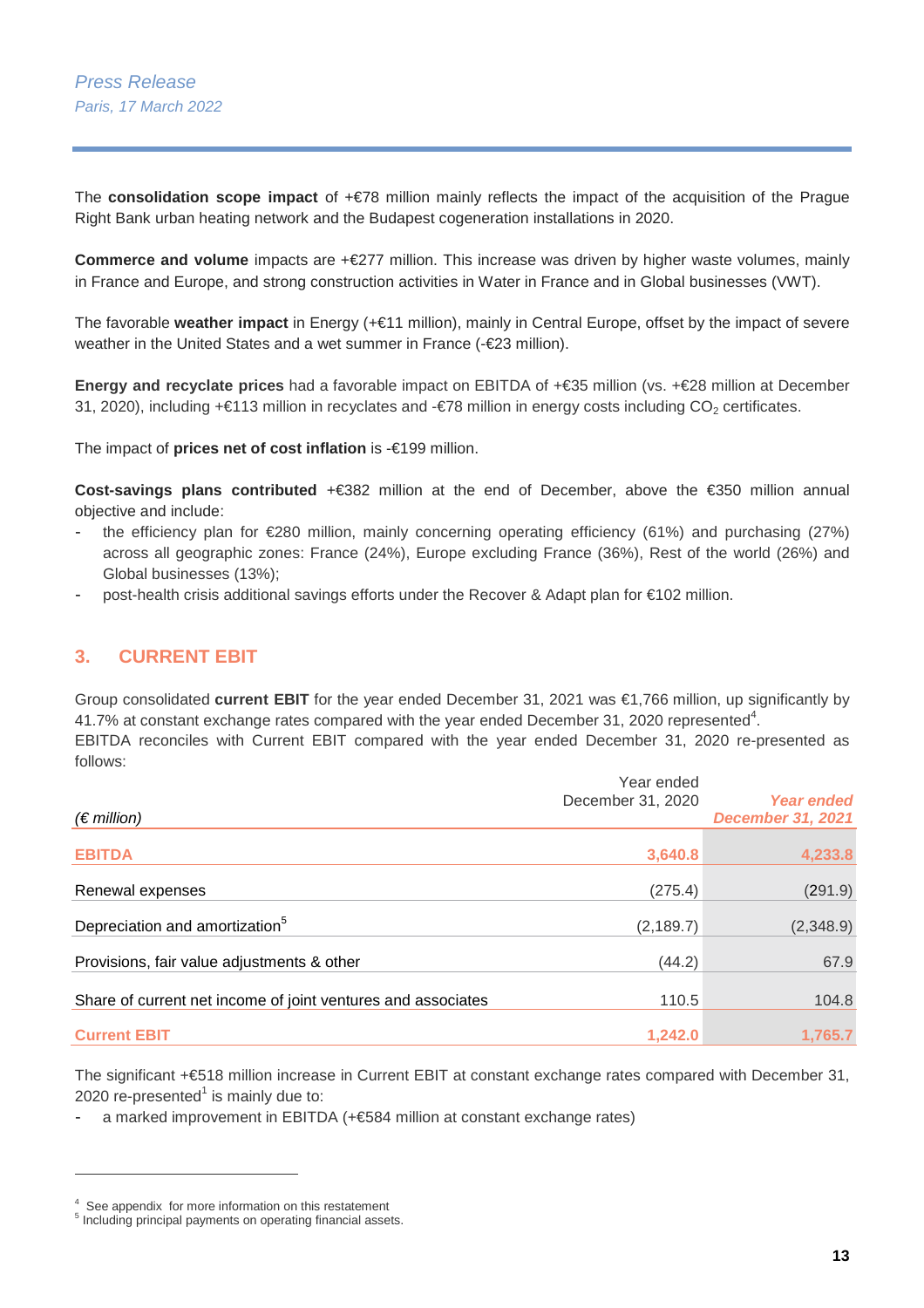The **consolidation scope impact** of +€78 million mainly reflects the impact of the acquisition of the Prague Right Bank urban heating network and the Budapest cogeneration installations in 2020.

**Commerce and volume** impacts are +€277 million. This increase was driven by higher waste volumes, mainly in France and Europe, and strong construction activities in Water in France and in Global businesses (VWT).

The favorable **weather impact** in Energy (+€11 million), mainly in Central Europe, offset by the impact of severe weather in the United States and a wet summer in France (-€23 million).

**Energy and recyclate prices** had a favorable impact on EBITDA of +€35 million (vs. +€28 million at December 31, 2020), including +€113 million in recyclates and -€78 million in energy costs including $CO_2$ certificates.

The impact of **prices net of cost inflation** is -€199 million.

**Cost-savings plans contributed** +€382 million at the end of December, above the €350 million annual objective and include:

- the efficiency plan for €280 million, mainly concerning operating efficiency (61%) and purchasing (27%) across all geographic zones: France (24%), Europe excluding France (36%), Rest of the world (26%) and Global businesses (13%);
- post-health crisis additional savings efforts under the Recover & Adapt plan for €102 million.

## 3. CURRENT EBIT

Group consolidated **current EBIT** for the year ended December 31, 2021 was €1,766 million, up significantly by 41.7% at constant exchange rates compared with the year ended December 31, 2020 represented[4].
EBITDA reconciles with Current EBIT compared with the year ended December 31, 2020 re-presented as follows:

| *(€ million)* | Year ended December 31, 2020 | *Year ended December 31, 2021* |
|---|---|---|
| **EBITDA** | **3,640.8** | **4,233.8** |
| Renewal expenses | (275.4) | (291.9) |
| Depreciation and amortization[5] | (2,189.7) | (2,348.9) |
| Provisions, fair value adjustments & other | (44.2) | 67.9 |
| Share of current net income of joint ventures and associates | 110.5 | 104.8 |
| **Current EBIT** | **1,242.0** | **1,765.7** |

The significant +€518 million increase in Current EBIT at constant exchange rates compared with December 31, 2020 re-presented[1] is mainly due to:

- a marked improvement in EBITDA (+€584 million at constant exchange rates)

[4] See appendix for more information on this restatement
[5] Including principal payments on operating financial assets.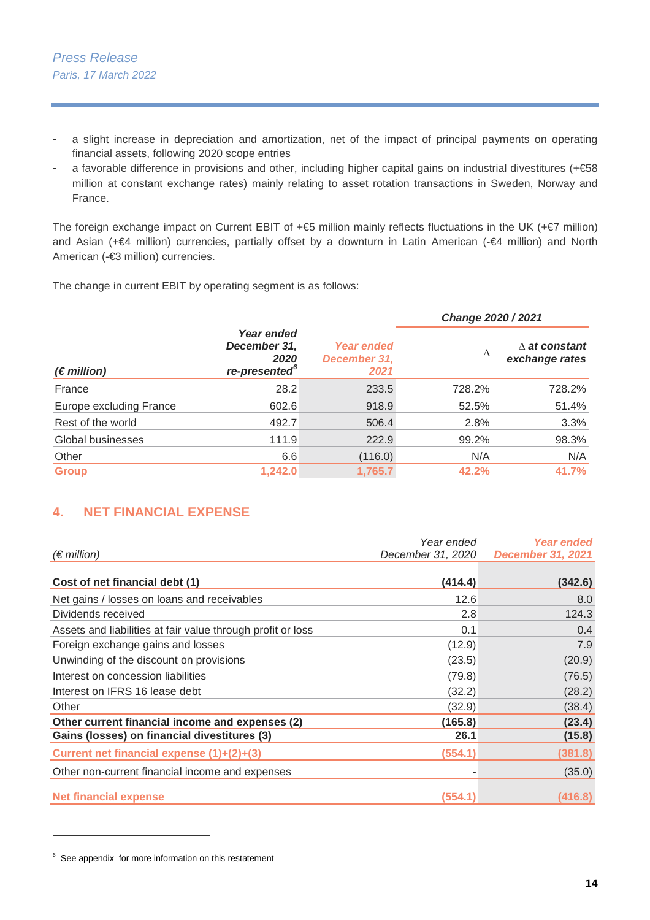- a slight increase in depreciation and amortization, net of the impact of principal payments on operating financial assets, following 2020 scope entries
- a favorable difference in provisions and other, including higher capital gains on industrial divestitures (+€58 million at constant exchange rates) mainly relating to asset rotation transactions in Sweden, Norway and France.

The foreign exchange impact on Current EBIT of +€5 million mainly reflects fluctuations in the UK (+€7 million) and Asian (+€4 million) currencies, partially offset by a downturn in Latin American (-€4 million) and North American (-€3 million) currencies.

The change in current EBIT by operating segment is as follows:

| (€ million) | Year ended December 31, 2020 re-presented[6] | Year ended December 31, 2021 | Change 2020 / 2021 | |
|---|---|---|---|---|
| | | | ∆ | ∆ at constant exchange rates |
| France | 28.2 | 233.5 | 728.2% | 728.2% |
| Europe excluding France | 602.6 | 918.9 | 52.5% | 51.4% |
| Rest of the world | 492.7 | 506.4 | 2.8% | 3.3% |
| Global businesses | 111.9 | 222.9 | 99.2% | 98.3% |
| Other | 6.6 | (116.0) | N/A | N/A |
| **Group** | **1,242.0** | **1,765.7** | **42.2%** | **41.7%** |

## 4. NET FINANCIAL EXPENSE

| (€ million) | Year ended December 31, 2020 | Year ended December 31, 2021 |
|---|---|---|
| **Cost of net financial debt (1)** | **(414.4)** | **(342.6)** |
| Net gains / losses on loans and receivables | 12.6 | 8.0 |
| Dividends received | 2.8 | 124.3 |
| Assets and liabilities at fair value through profit or loss | 0.1 | 0.4 |
| Foreign exchange gains and losses | (12.9) | 7.9 |
| Unwinding of the discount on provisions | (23.5) | (20.9) |
| Interest on concession liabilities | (79.8) | (76.5) |
| Interest on IFRS 16 lease debt | (32.2) | (28.2) |
| Other | (32.9) | (38.4) |
| **Other current financial income and expenses (2)** | **(165.8)** | **(23.4)** |
| **Gains (losses) on financial divestitures (3)** | **26.1** | **(15.8)** |
| **Current net financial expense (1)+(2)+(3)** | **(554.1)** | **(381.8)** |
| Other non-current financial income and expenses | - | (35.0) |
| **Net financial expense** | **(554.1)** | **(416.8)** |

[6] See appendix for more information on this restatement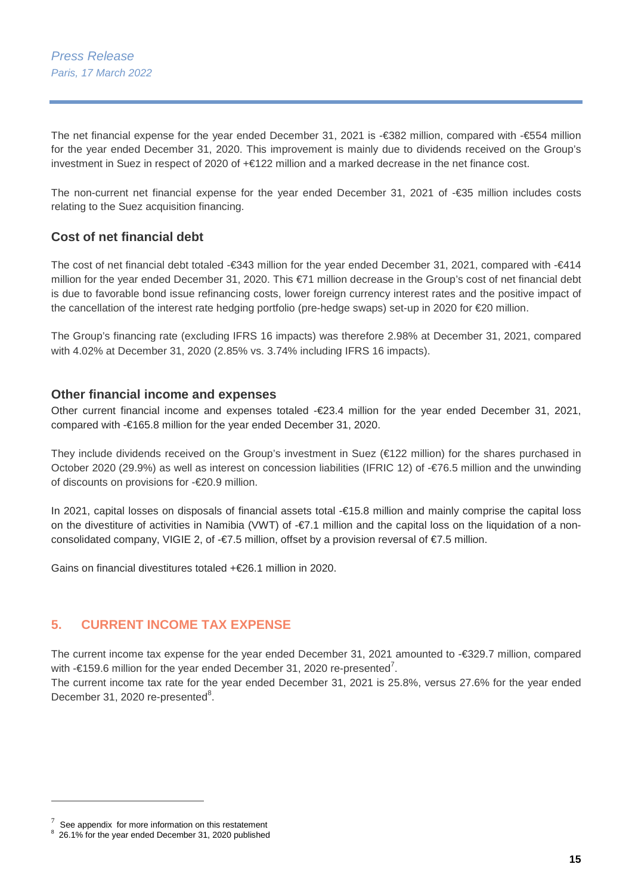The net financial expense for the year ended December 31, 2021 is -€382 million, compared with -€554 million for the year ended December 31, 2020. This improvement is mainly due to dividends received on the Group's investment in Suez in respect of 2020 of +€122 million and a marked decrease in the net finance cost.

The non-current net financial expense for the year ended December 31, 2021 of -€35 million includes costs relating to the Suez acquisition financing.

### Cost of net financial debt

The cost of net financial debt totaled -€343 million for the year ended December 31, 2021, compared with -€414 million for the year ended December 31, 2020. This €71 million decrease in the Group's cost of net financial debt is due to favorable bond issue refinancing costs, lower foreign currency interest rates and the positive impact of the cancellation of the interest rate hedging portfolio (pre-hedge swaps) set-up in 2020 for €20 million.

The Group's financing rate (excluding IFRS 16 impacts) was therefore 2.98% at December 31, 2021, compared with 4.02% at December 31, 2020 (2.85% vs. 3.74% including IFRS 16 impacts).

### Other financial income and expenses

Other current financial income and expenses totaled -€23.4 million for the year ended December 31, 2021, compared with -€165.8 million for the year ended December 31, 2020.

They include dividends received on the Group's investment in Suez (€122 million) for the shares purchased in October 2020 (29.9%) as well as interest on concession liabilities (IFRIC 12) of -€76.5 million and the unwinding of discounts on provisions for -€20.9 million.

In 2021, capital losses on disposals of financial assets total -€15.8 million and mainly comprise the capital loss on the divestiture of activities in Namibia (VWT) of -€7.1 million and the capital loss on the liquidation of a non-consolidated company, VIGIE 2, of -€7.5 million, offset by a provision reversal of €7.5 million.

Gains on financial divestitures totaled +€26.1 million in 2020.

## 5. CURRENT INCOME TAX EXPENSE

The current income tax expense for the year ended December 31, 2021 amounted to -€329.7 million, compared with -€159.6 million for the year ended December 31, 2020 re-presented[7].

The current income tax rate for the year ended December 31, 2021 is 25.8%, versus 27.6% for the year ended December 31, 2020 re-presented[8].

---

[7] See appendix for more information on this restatement

[8] 26.1% for the year ended December 31, 2020 published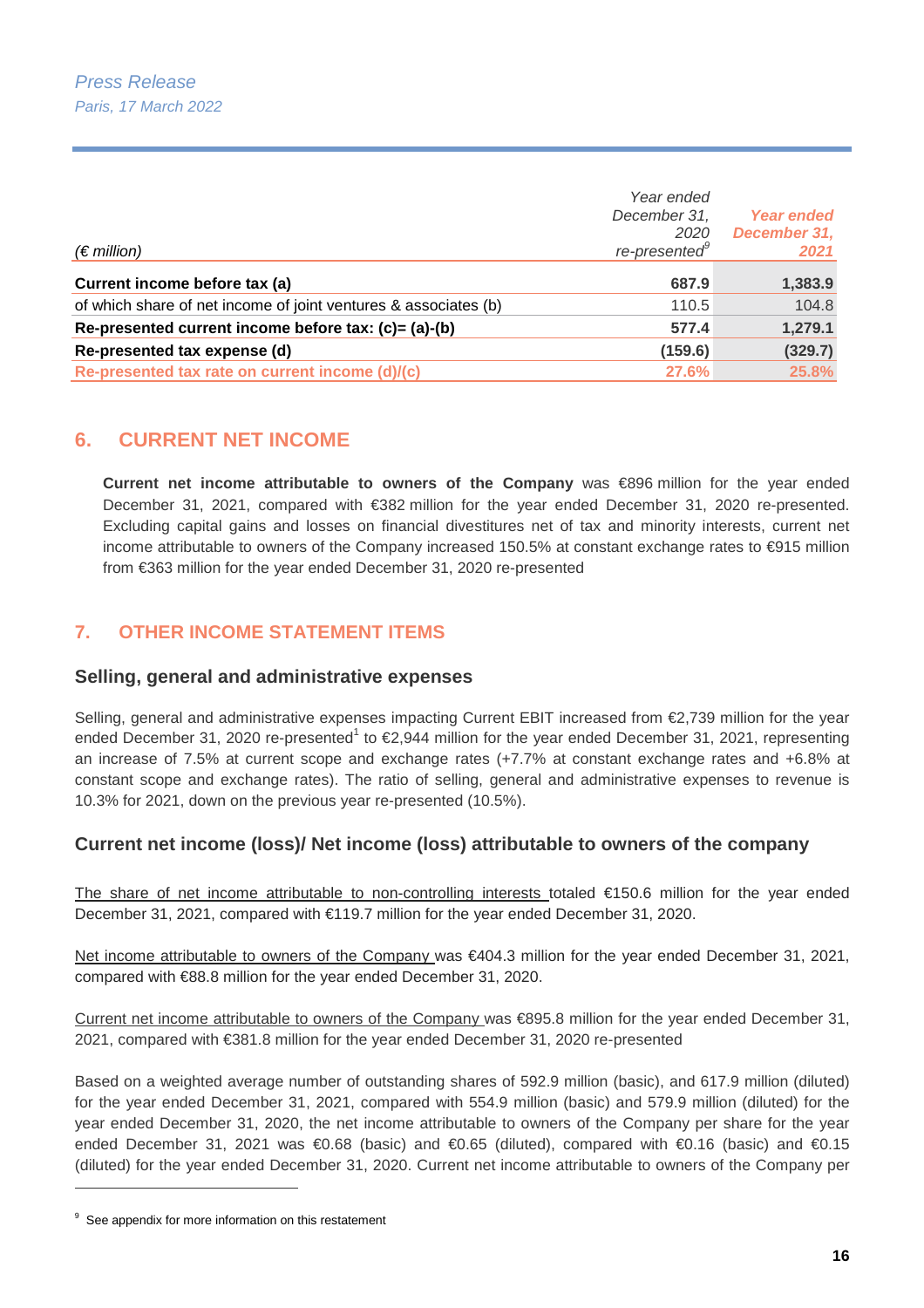| (€ million) | Year ended December 31, 2020 re-presented[9] | Year ended December 31, 2021 |
|---|---|---|
| **Current income before tax (a)** | **687.9** | **1,383.9** |
| of which share of net income of joint ventures & associates (b) | 110.5 | 104.8 |
| **Re-presented current income before tax: (c)= (a)-(b)** | **577.4** | **1,279.1** |
| **Re-presented tax expense (d)** | **(159.6)** | **(329.7)** |
| **Re-presented tax rate on current income (d)/(c)** | **27.6%** | **25.8%** |

## 6. CURRENT NET INCOME

**Current net income attributable to owners of the Company** was €896 million for the year ended December 31, 2021, compared with €382 million for the year ended December 31, 2020 re-presented. Excluding capital gains and losses on financial divestitures net of tax and minority interests, current net income attributable to owners of the Company increased 150.5% at constant exchange rates to €915 million from €363 million for the year ended December 31, 2020 re-presented

## 7. OTHER INCOME STATEMENT ITEMS

### Selling, general and administrative expenses

Selling, general and administrative expenses impacting Current EBIT increased from €2,739 million for the year ended December 31, 2020 re-presented[1] to €2,944 million for the year ended December 31, 2021, representing an increase of 7.5% at current scope and exchange rates (+7.7% at constant exchange rates and +6.8% at constant scope and exchange rates). The ratio of selling, general and administrative expenses to revenue is 10.3% for 2021, down on the previous year re-presented (10.5%).

### Current net income (loss)/ Net income (loss) attributable to owners of the company

The share of net income attributable to non-controlling interests totaled €150.6 million for the year ended December 31, 2021, compared with €119.7 million for the year ended December 31, 2020.

Net income attributable to owners of the Company was €404.3 million for the year ended December 31, 2021, compared with €88.8 million for the year ended December 31, 2020.

Current net income attributable to owners of the Company was €895.8 million for the year ended December 31, 2021, compared with €381.8 million for the year ended December 31, 2020 re-presented

Based on a weighted average number of outstanding shares of 592.9 million (basic), and 617.9 million (diluted) for the year ended December 31, 2021, compared with 554.9 million (basic) and 579.9 million (diluted) for the year ended December 31, 2020, the net income attributable to owners of the Company per share for the year ended December 31, 2021 was €0.68 (basic) and €0.65 (diluted), compared with €0.16 (basic) and €0.15 (diluted) for the year ended December 31, 2020. Current net income attributable to owners of the Company per

[9] See appendix for more information on this restatement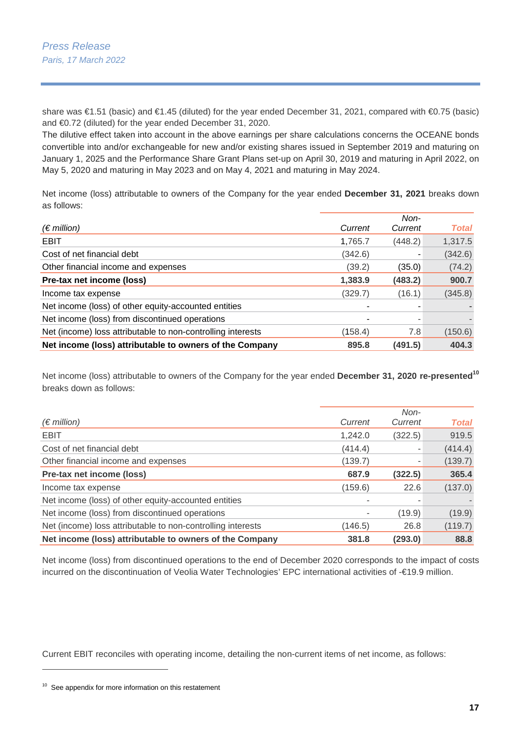share was €1.51 (basic) and €1.45 (diluted) for the year ended December 31, 2021, compared with €0.75 (basic) and €0.72 (diluted) for the year ended December 31, 2020.

The dilutive effect taken into account in the above earnings per share calculations concerns the OCEANE bonds convertible into and/or exchangeable for new and/or existing shares issued in September 2019 and maturing on January 1, 2025 and the Performance Share Grant Plans set-up on April 30, 2019 and maturing in April 2022, on May 5, 2020 and maturing in May 2023 and on May 4, 2021 and maturing in May 2024.

Net income (loss) attributable to owners of the Company for the year ended **December 31, 2021** breaks down as follows:

| *(€ million)* | *Current* | *Non-Current* | ***Total*** |
|---|---|---|---|
| EBIT | 1,765.7 | (448.2) | 1,317.5 |
| Cost of net financial debt | (342.6) | - | (342.6) |
| Other financial income and expenses | (39.2) | (35.0) | (74.2) |
| **Pre-tax net income (loss)** | **1,383.9** | **(483.2)** | **900.7** |
| Income tax expense | (329.7) | (16.1) | (345.8) |
| Net income (loss) of other equity-accounted entities | - | - | - |
| Net income (loss) from discontinued operations | - | - | - |
| Net (income) loss attributable to non-controlling interests | (158.4) | 7.8 | (150.6) |
| **Net income (loss) attributable to owners of the Company** | **895.8** | **(491.5)** | **404.3** |

Net income (loss) attributable to owners of the Company for the year ended **December 31, 2020 re-presented**[10] breaks down as follows:

| *(€ million)* | *Current* | *Non-Current* | ***Total*** |
|---|---|---|---|
| EBIT | 1,242.0 | (322.5) | 919.5 |
| Cost of net financial debt | (414.4) | - | (414.4) |
| Other financial income and expenses | (139.7) | - | (139.7) |
| **Pre-tax net income (loss)** | **687.9** | **(322.5)** | **365.4** |
| Income tax expense | (159.6) | 22.6 | (137.0) |
| Net income (loss) of other equity-accounted entities | - | - | - |
| Net income (loss) from discontinued operations | - | (19.9) | (19.9) |
| Net (income) loss attributable to non-controlling interests | (146.5) | 26.8 | (119.7) |
| **Net income (loss) attributable to owners of the Company** | **381.8** | **(293.0)** | **88.8** |

Net income (loss) from discontinued operations to the end of December 2020 corresponds to the impact of costs incurred on the discontinuation of Veolia Water Technologies' EPC international activities of -€19.9 million.

Current EBIT reconciles with operating income, detailing the non-current items of net income, as follows:

[10] See appendix for more information on this restatement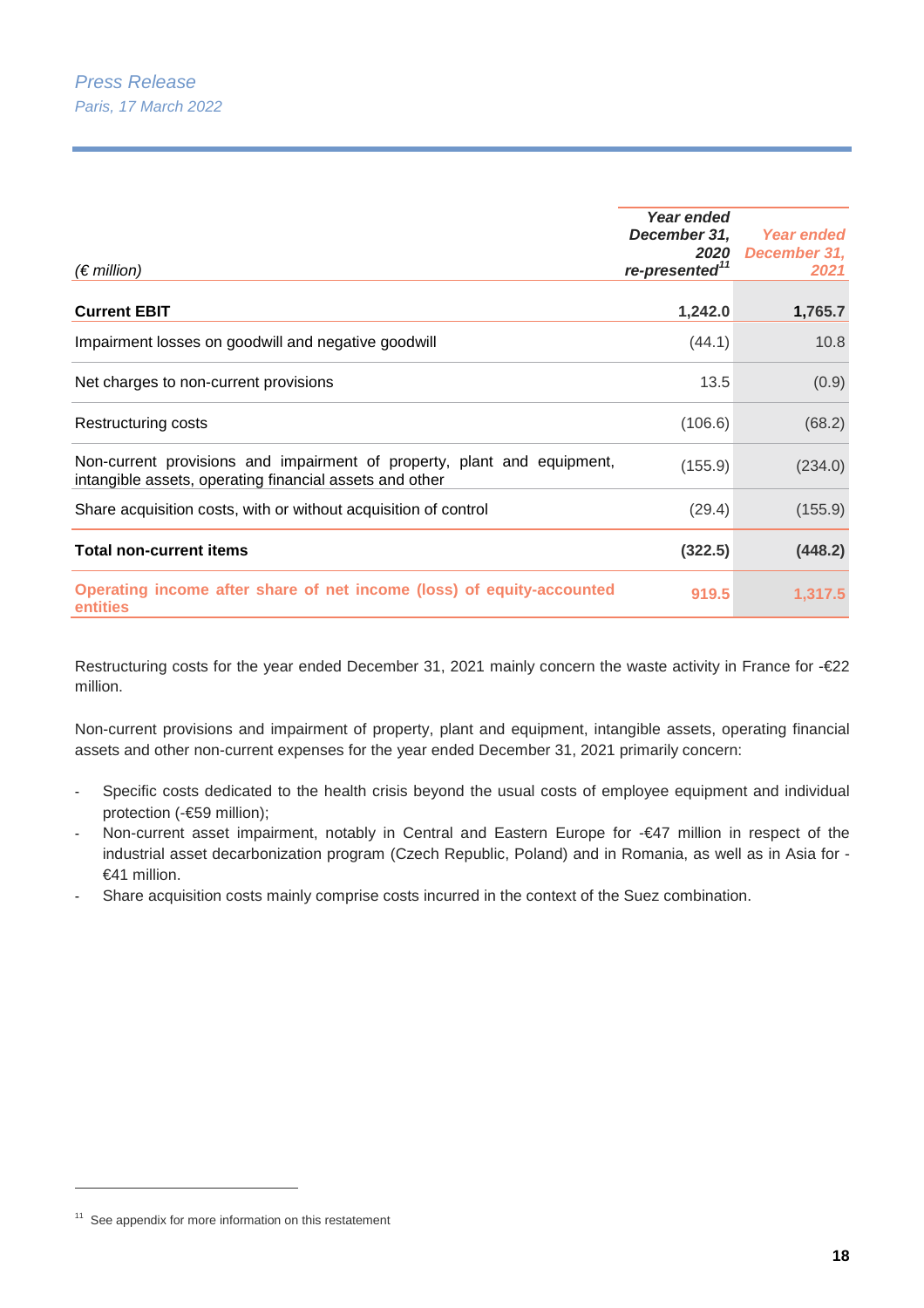| (€ million) | Year ended December 31, 2020 re-presented[11] | Year ended December 31, 2021 |
|---|---|---|
| **Current EBIT** | **1,242.0** | **1,765.7** |
| Impairment losses on goodwill and negative goodwill | (44.1) | 10.8 |
| Net charges to non-current provisions | 13.5 | (0.9) |
| Restructuring costs | (106.6) | (68.2) |
| Non-current provisions and impairment of property, plant and equipment, intangible assets, operating financial assets and other | (155.9) | (234.0) |
| Share acquisition costs, with or without acquisition of control | (29.4) | (155.9) |
| **Total non-current items** | **(322.5)** | **(448.2)** |
| **Operating income after share of net income (loss) of equity-accounted entities** | **919.5** | **1,317.5** |

Restructuring costs for the year ended December 31, 2021 mainly concern the waste activity in France for -€22 million.

Non-current provisions and impairment of property, plant and equipment, intangible assets, operating financial assets and other non-current expenses for the year ended December 31, 2021 primarily concern:

- Specific costs dedicated to the health crisis beyond the usual costs of employee equipment and individual protection (-€59 million);
- Non-current asset impairment, notably in Central and Eastern Europe for -€47 million in respect of the industrial asset decarbonization program (Czech Republic, Poland) and in Romania, as well as in Asia for -€41 million.
- Share acquisition costs mainly comprise costs incurred in the context of the Suez combination.

[11] See appendix for more information on this restatement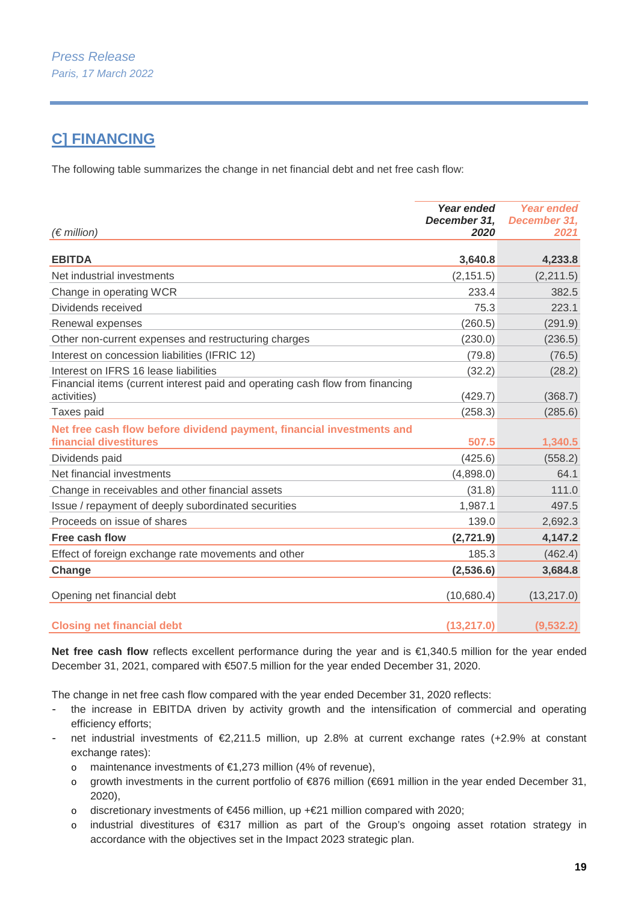## C] FINANCING

The following table summarizes the change in net financial debt and net free cash flow:

| *(€ million)* | *Year ended December 31, 2020* | *Year ended December 31, 2021* |
|---|---|---|
| **EBITDA** | **3,640.8** | **4,233.8** |
| Net industrial investments | (2,151.5) | (2,211.5) |
| Change in operating WCR | 233.4 | 382.5 |
| Dividends received | 75.3 | 223.1 |
| Renewal expenses | (260.5) | (291.9) |
| Other non-current expenses and restructuring charges | (230.0) | (236.5) |
| Interest on concession liabilities (IFRIC 12) | (79.8) | (76.5) |
| Interest on IFRS 16 lease liabilities | (32.2) | (28.2) |
| Financial items (current interest paid and operating cash flow from financing activities) | (429.7) | (368.7) |
| Taxes paid | (258.3) | (285.6) |
| **Net free cash flow before dividend payment, financial investments and financial divestitures** | **507.5** | **1,340.5** |
| Dividends paid | (425.6) | (558.2) |
| Net financial investments | (4,898.0) | 64.1 |
| Change in receivables and other financial assets | (31.8) | 111.0 |
| Issue / repayment of deeply subordinated securities | 1,987.1 | 497.5 |
| Proceeds on issue of shares | 139.0 | 2,692.3 |
| **Free cash flow** | **(2,721.9)** | **4,147.2** |
| Effect of foreign exchange rate movements and other | 185.3 | (462.4) |
| **Change** | **(2,536.6)** | **3,684.8** |
| Opening net financial debt | (10,680.4) | (13,217.0) |
| **Closing net financial debt** | **(13,217.0)** | **(9,532.2)** |

**Net free cash flow** reflects excellent performance during the year and is €1,340.5 million for the year ended December 31, 2021, compared with €507.5 million for the year ended December 31, 2020.

The change in net free cash flow compared with the year ended December 31, 2020 reflects:

- the increase in EBITDA driven by activity growth and the intensification of commercial and operating efficiency efforts;
- net industrial investments of €2,211.5 million, up 2.8% at current exchange rates (+2.9% at constant exchange rates):
  - maintenance investments of €1,273 million (4% of revenue),
  - growth investments in the current portfolio of €876 million (€691 million in the year ended December 31, 2020),
  - discretionary investments of €456 million, up +€21 million compared with 2020;
  - industrial divestitures of €317 million as part of the Group's ongoing asset rotation strategy in accordance with the objectives set in the Impact 2023 strategic plan.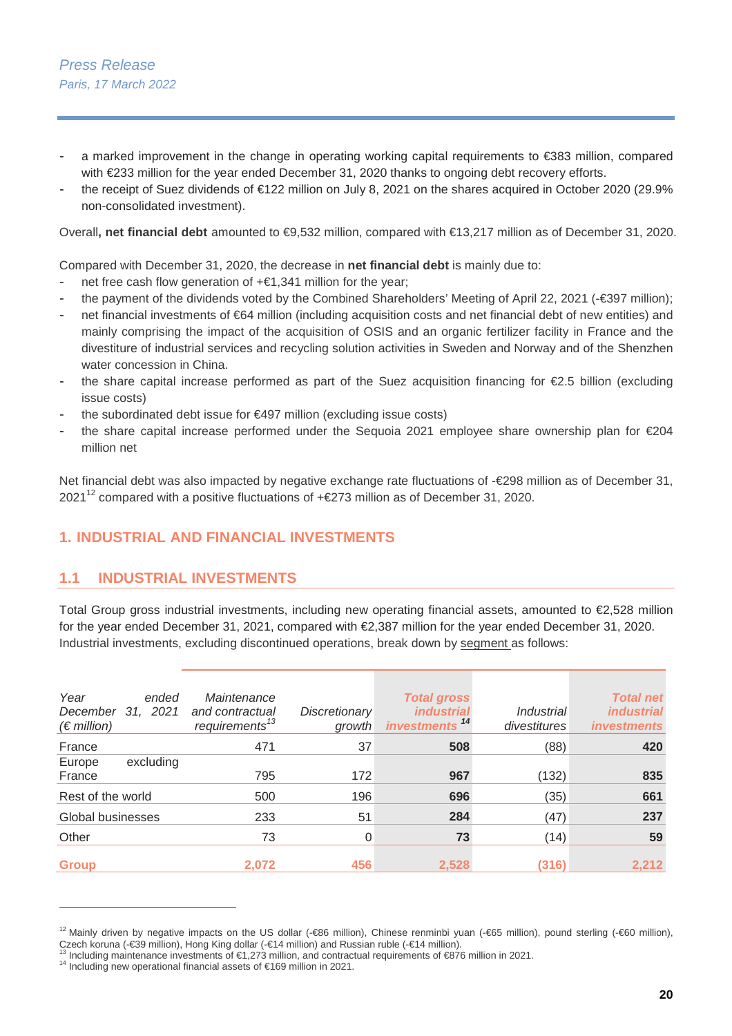- a marked improvement in the change in operating working capital requirements to €383 million, compared with €233 million for the year ended December 31, 2020 thanks to ongoing debt recovery efforts.
- the receipt of Suez dividends of €122 million on July 8, 2021 on the shares acquired in October 2020 (29.9% non-consolidated investment).

Overall**, net financial debt** amounted to €9,532 million, compared with €13,217 million as of December 31, 2020.

Compared with December 31, 2020, the decrease in **net financial debt** is mainly due to:

- net free cash flow generation of +€1,341 million for the year;
- the payment of the dividends voted by the Combined Shareholders' Meeting of April 22, 2021 (-€397 million);
- net financial investments of €64 million (including acquisition costs and net financial debt of new entities) and mainly comprising the impact of the acquisition of OSIS and an organic fertilizer facility in France and the divestiture of industrial services and recycling solution activities in Sweden and Norway and of the Shenzhen water concession in China.
- the share capital increase performed as part of the Suez acquisition financing for €2.5 billion (excluding issue costs)
- the subordinated debt issue for €497 million (excluding issue costs)
- the share capital increase performed under the Sequoia 2021 employee share ownership plan for €204 million net

Net financial debt was also impacted by negative exchange rate fluctuations of -€298 million as of December 31, 2021[12] compared with a positive fluctuations of +€273 million as of December 31, 2020.

## 1. INDUSTRIAL AND FINANCIAL INVESTMENTS

### 1.1 INDUSTRIAL INVESTMENTS

Total Group gross industrial investments, including new operating financial assets, amounted to €2,528 million for the year ended December 31, 2021, compared with €2,387 million for the year ended December 31, 2020. Industrial investments, excluding discontinued operations, break down by segment as follows:

| *Year ended December 31, 2021 (€ million)* | *Maintenance and contractual requirements[13]* | *Discretionary growth* | ***Total gross industrial investments[14]*** | *Industrial divestitures* | ***Total net industrial investments*** |
|---|---|---|---|---|---|
| France | 471 | 37 | **508** | (88) | **420** |
| Europe excluding France | 795 | 172 | **967** | (132) | **835** |
| Rest of the world | 500 | 196 | **696** | (35) | **661** |
| Global businesses | 233 | 51 | **284** | (47) | **237** |
| Other | 73 | 0 | **73** | (14) | **59** |
| **Group** | **2,072** | **456** | **2,528** | **(316)** | **2,212** |

[12] Mainly driven by negative impacts on the US dollar (-€86 million), Chinese renminbi yuan (-€65 million), pound sterling (-€60 million), Czech koruna (-€39 million), Hong King dollar (-€14 million) and Russian ruble (-€14 million).

[13] Including maintenance investments of €1,273 million, and contractual requirements of €876 million in 2021.

[14] Including new operational financial assets of €169 million in 2021.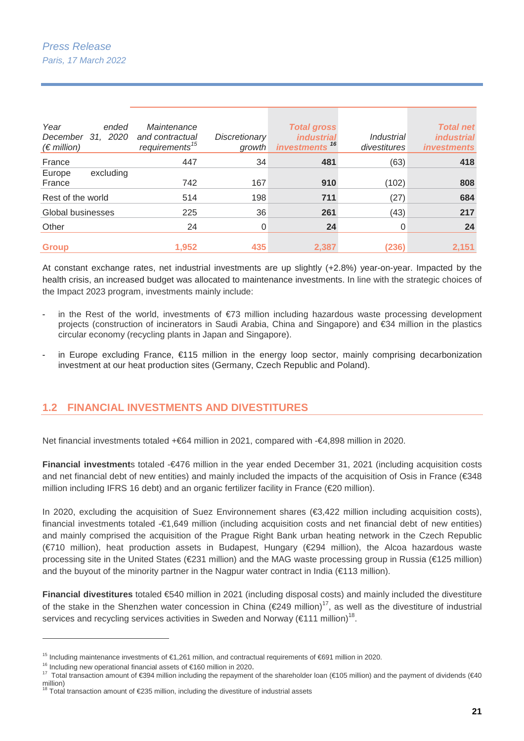| Year ended December 31, 2020 (€ million) | Maintenance and contractual requirements[15] | Discretionary growth | **Total gross industrial investments**[16] | Industrial divestitures | **Total net industrial investments** |
|---|---|---|---|---|---|
| France | 447 | 34 | **481** | (63) | **418** |
| Europe excluding France | 742 | 167 | **910** | (102) | **808** |
| Rest of the world | 514 | 198 | **711** | (27) | **684** |
| Global businesses | 225 | 36 | **261** | (43) | **217** |
| Other | 24 | 0 | **24** | 0 | **24** |
| **Group** | **1,952** | **435** | **2,387** | **(236)** | **2,151** |

At constant exchange rates, net industrial investments are up slightly (+2.8%) year-on-year. Impacted by the health crisis, an increased budget was allocated to maintenance investments. In line with the strategic choices of the Impact 2023 program, investments mainly include:

- in the Rest of the world, investments of €73 million including hazardous waste processing development projects (construction of incinerators in Saudi Arabia, China and Singapore) and €34 million in the plastics circular economy (recycling plants in Japan and Singapore).
- in Europe excluding France, €115 million in the energy loop sector, mainly comprising decarbonization investment at our heat production sites (Germany, Czech Republic and Poland).

## 1.2 FINANCIAL INVESTMENTS AND DIVESTITURES

Net financial investments totaled +€64 million in 2021, compared with -€4,898 million in 2020.

**Financial investments** totaled -€476 million in the year ended December 31, 2021 (including acquisition costs and net financial debt of new entities) and mainly included the impacts of the acquisition of Osis in France (€348 million including IFRS 16 debt) and an organic fertilizer facility in France (€20 million).

In 2020, excluding the acquisition of Suez Environnement shares (€3,422 million including acquisition costs), financial investments totaled -€1,649 million (including acquisition costs and net financial debt of new entities) and mainly comprised the acquisition of the Prague Right Bank urban heating network in the Czech Republic (€710 million), heat production assets in Budapest, Hungary (€294 million), the Alcoa hazardous waste processing site in the United States (€231 million) and the MAG waste processing group in Russia (€125 million) and the buyout of the minority partner in the Nagpur water contract in India (€113 million).

**Financial divestitures** totaled €540 million in 2021 (including disposal costs) and mainly included the divestiture of the stake in the Shenzhen water concession in China (€249 million)[17], as well as the divestiture of industrial services and recycling services activities in Sweden and Norway (€111 million)[18].

---

[15] Including maintenance investments of €1,261 million, and contractual requirements of €691 million in 2020.

[16] Including new operational financial assets of €160 million in 2020.

[17] Total transaction amount of €394 million including the repayment of the shareholder loan (€105 million) and the payment of dividends (€40 million)

[18] Total transaction amount of €235 million, including the divestiture of industrial assets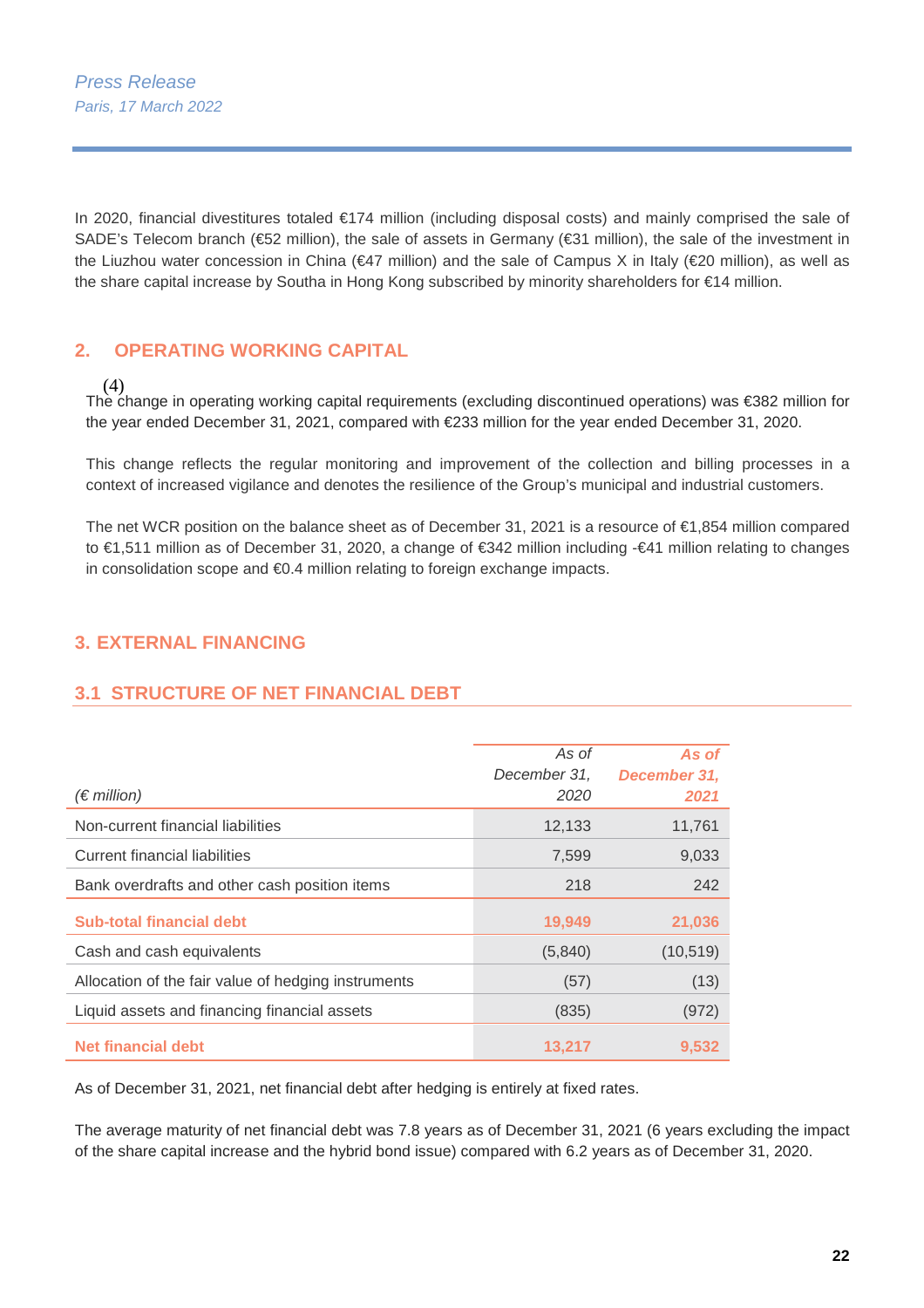In 2020, financial divestitures totaled €174 million (including disposal costs) and mainly comprised the sale of SADE's Telecom branch (€52 million), the sale of assets in Germany (€31 million), the sale of the investment in the Liuzhou water concession in China (€47 million) and the sale of Campus X in Italy (€20 million), as well as the share capital increase by Southa in Hong Kong subscribed by minority shareholders for €14 million.

## 2. OPERATING WORKING CAPITAL

(4)
The change in operating working capital requirements (excluding discontinued operations) was €382 million for the year ended December 31, 2021, compared with €233 million for the year ended December 31, 2020.

This change reflects the regular monitoring and improvement of the collection and billing processes in a context of increased vigilance and denotes the resilience of the Group's municipal and industrial customers.

The net WCR position on the balance sheet as of December 31, 2021 is a resource of €1,854 million compared to €1,511 million as of December 31, 2020, a change of €342 million including -€41 million relating to changes in consolidation scope and €0.4 million relating to foreign exchange impacts.

## 3. EXTERNAL FINANCING

### 3.1 STRUCTURE OF NET FINANCIAL DEBT

| *(€ million)* | *As of December 31, 2020* | ***As of December 31, 2021*** |
|---|---|---|
| Non-current financial liabilities | 12,133 | 11,761 |
| Current financial liabilities | 7,599 | 9,033 |
| Bank overdrafts and other cash position items | 218 | 242 |
| **Sub-total financial debt** | **19,949** | **21,036** |
| Cash and cash equivalents | (5,840) | (10,519) |
| Allocation of the fair value of hedging instruments | (57) | (13) |
| Liquid assets and financing financial assets | (835) | (972) |
| **Net financial debt** | **13,217** | **9,532** |

As of December 31, 2021, net financial debt after hedging is entirely at fixed rates.

The average maturity of net financial debt was 7.8 years as of December 31, 2021 (6 years excluding the impact of the share capital increase and the hybrid bond issue) compared with 6.2 years as of December 31, 2020.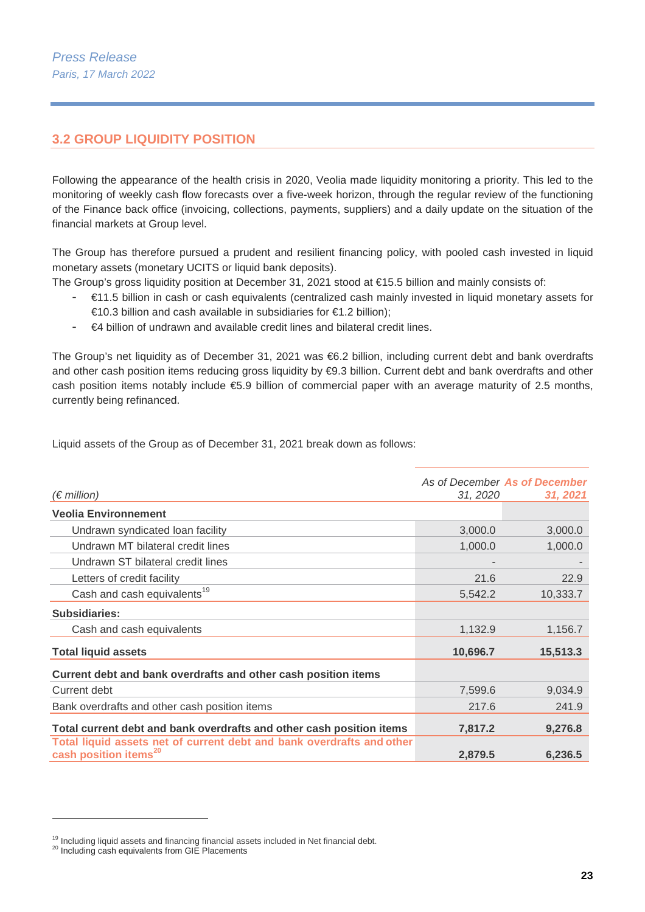## 3.2 GROUP LIQUIDITY POSITION

Following the appearance of the health crisis in 2020, Veolia made liquidity monitoring a priority. This led to the monitoring of weekly cash flow forecasts over a five-week horizon, through the regular review of the functioning of the Finance back office (invoicing, collections, payments, suppliers) and a daily update on the situation of the financial markets at Group level.

The Group has therefore pursued a prudent and resilient financing policy, with pooled cash invested in liquid monetary assets (monetary UCITS or liquid bank deposits).

The Group's gross liquidity position at December 31, 2021 stood at €15.5 billion and mainly consists of:

- €11.5 billion in cash or cash equivalents (centralized cash mainly invested in liquid monetary assets for €10.3 billion and cash available in subsidiaries for €1.2 billion);
- €4 billion of undrawn and available credit lines and bilateral credit lines.

The Group's net liquidity as of December 31, 2021 was €6.2 billion, including current debt and bank overdrafts and other cash position items reducing gross liquidity by €9.3 billion. Current debt and bank overdrafts and other cash position items notably include €5.9 billion of commercial paper with an average maturity of 2.5 months, currently being refinanced.

Liquid assets of the Group as of December 31, 2021 break down as follows:

| *(€ million)* | *As of December 31, 2020* | ***As of December 31, 2021*** |
|---|---|---|
| **Veolia Environnement** | | |
| Undrawn syndicated loan facility | 3,000.0 | 3,000.0 |
| Undrawn MT bilateral credit lines | 1,000.0 | 1,000.0 |
| Undrawn ST bilateral credit lines | - | - |
| Letters of credit facility | 21.6 | 22.9 |
| Cash and cash equivalents[19] | 5,542.2 | 10,333.7 |
| **Subsidiaries:** | | |
| Cash and cash equivalents | 1,132.9 | 1,156.7 |
| **Total liquid assets** | **10,696.7** | **15,513.3** |
| **Current debt and bank overdrafts and other cash position items** | | |
| Current debt | 7,599.6 | 9,034.9 |
| Bank overdrafts and other cash position items | 217.6 | 241.9 |
| **Total current debt and bank overdrafts and other cash position items** | **7,817.2** | **9,276.8** |
| **Total liquid assets net of current debt and bank overdrafts and other cash position items[20]** | **2,879.5** | **6,236.5** |

[19] Including liquid assets and financing financial assets included in Net financial debt.

[20] Including cash equivalents from GIE Placements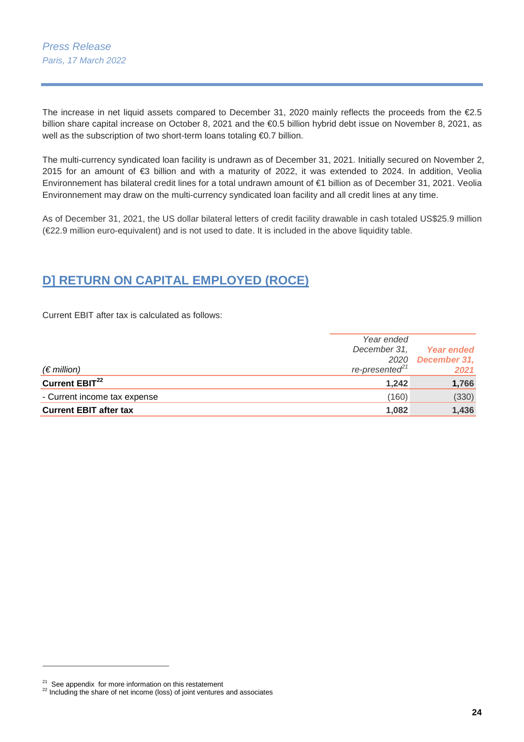The increase in net liquid assets compared to December 31, 2020 mainly reflects the proceeds from the €2.5 billion share capital increase on October 8, 2021 and the €0.5 billion hybrid debt issue on November 8, 2021, as well as the subscription of two short-term loans totaling €0.7 billion.

The multi-currency syndicated loan facility is undrawn as of December 31, 2021. Initially secured on November 2, 2015 for an amount of €3 billion and with a maturity of 2022, it was extended to 2024. In addition, Veolia Environnement has bilateral credit lines for a total undrawn amount of €1 billion as of December 31, 2021. Veolia Environnement may draw on the multi-currency syndicated loan facility and all credit lines at any time.

As of December 31, 2021, the US dollar bilateral letters of credit facility drawable in cash totaled US$25.9 million (€22.9 million euro-equivalent) and is not used to date. It is included in the above liquidity table.

## D] RETURN ON CAPITAL EMPLOYED (ROCE)

Current EBIT after tax is calculated as follows:

| *(€ million)* | *Year ended December 31, 2020 re-presented*[21] | *Year ended December 31, 2021* |
|---|---|---|
| **Current EBIT**[22] | **1,242** | **1,766** |
| - Current income tax expense | (160) | (330) |
| **Current EBIT after tax** | **1,082** | **1,436** |

[21] See appendix for more information on this restatement

[22] Including the share of net income (loss) of joint ventures and associates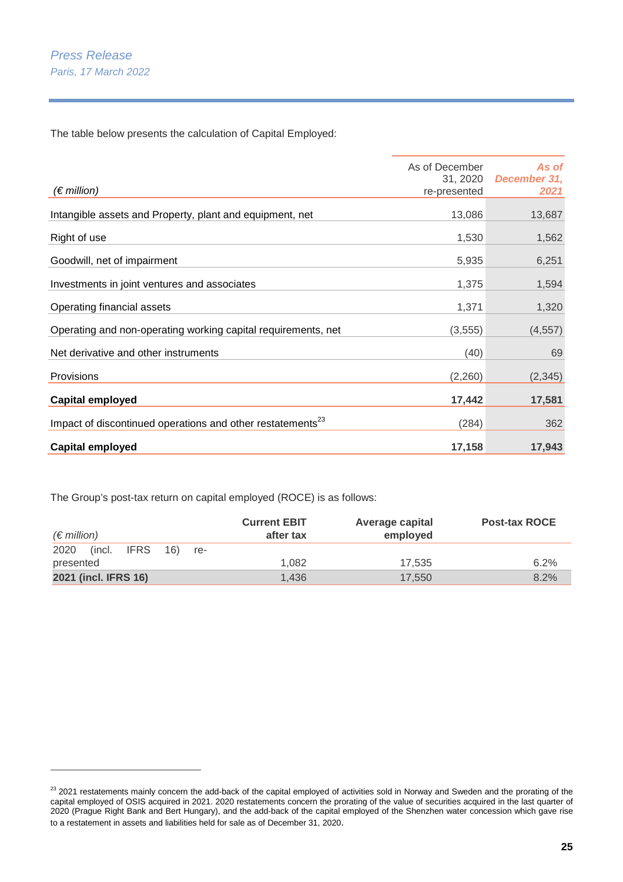The table below presents the calculation of Capital Employed:

| *(€ million)* | As of December 31, 2020 re-presented | *As of December 31, 2021* |
|---|---|---|
| Intangible assets and Property, plant and equipment, net | 13,086 | 13,687 |
| Right of use | 1,530 | 1,562 |
| Goodwill, net of impairment | 5,935 | 6,251 |
| Investments in joint ventures and associates | 1,375 | 1,594 |
| Operating financial assets | 1,371 | 1,320 |
| Operating and non-operating working capital requirements, net | (3,555) | (4,557) |
| Net derivative and other instruments | (40) | 69 |
| Provisions | (2,260) | (2,345) |
| **Capital employed** | **17,442** | **17,581** |
| Impact of discontinued operations and other restatements[23] | (284) | 362 |
| **Capital employed** | **17,158** | **17,943** |

The Group's post-tax return on capital employed (ROCE) is as follows:

| *(€ million)* | **Current EBIT after tax** | **Average capital employed** | **Post-tax ROCE** |
|---|---|---|---|
| 2020 (incl. IFRS 16) re-presented | 1,082 | 17,535 | 6.2% |
| **2021 (incl. IFRS 16)** | 1,436 | 17,550 | 8.2% |

[23] 2021 restatements mainly concern the add-back of the capital employed of activities sold in Norway and Sweden and the prorating of the capital employed of OSIS acquired in 2021. 2020 restatements concern the prorating of the value of securities acquired in the last quarter of 2020 (Prague Right Bank and Bert Hungary), and the add-back of the capital employed of the Shenzhen water concession which gave rise to a restatement in assets and liabilities held for sale as of December 31, 2020.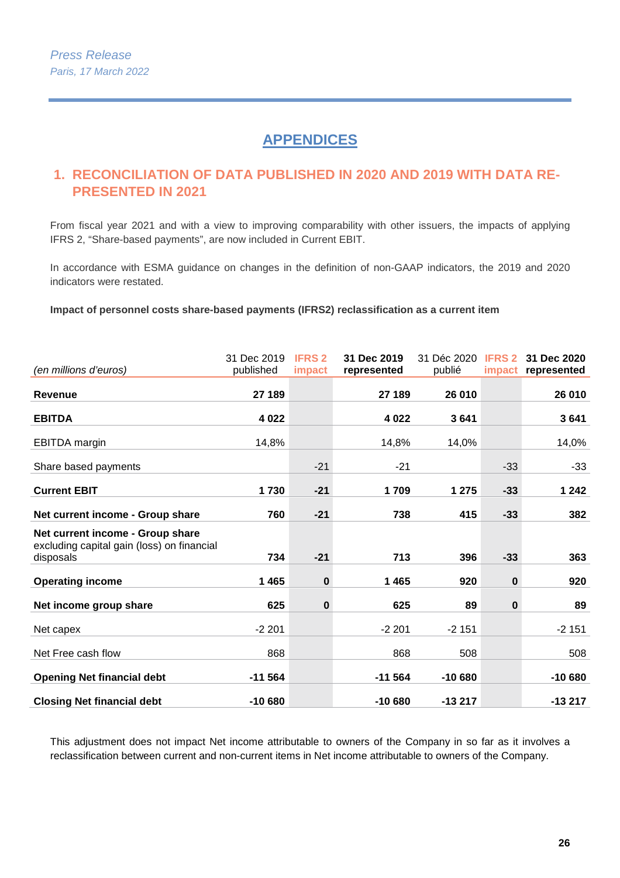*Press Release*
*Paris, 17 March 2022*

# APPENDICES

## 1. RECONCILIATION OF DATA PUBLISHED IN 2020 AND 2019 WITH DATA RE-PRESENTED IN 2021

From fiscal year 2021 and with a view to improving comparability with other issuers, the impacts of applying IFRS 2, "Share-based payments", are now included in Current EBIT.

In accordance with ESMA guidance on changes in the definition of non-GAAP indicators, the 2019 and 2020 indicators were restated.

**Impact of personnel costs share-based payments (IFRS2) reclassification as a current item**

| *(en millions d'euros)* | 31 Dec 2019 published | IFRS 2 impact | 31 Dec 2019 represented | 31 Déc 2020 publié | IFRS 2 impact | 31 Dec 2020 represented |
|---|---|---|---|---|---|---|
| **Revenue** | **27 189** | | **27 189** | **26 010** | | **26 010** |
| **EBITDA** | **4 022** | | **4 022** | **3 641** | | **3 641** |
| EBITDA margin | 14,8% | | 14,8% | 14,0% | | 14,0% |
| Share based payments | | -21 | -21 | | -33 | -33 |
| **Current EBIT** | **1 730** | **-21** | **1 709** | **1 275** | **-33** | **1 242** |
| **Net current income - Group share** | **760** | **-21** | **738** | **415** | **-33** | **382** |
| **Net current income - Group share** excluding capital gain (loss) on financial disposals | **734** | **-21** | **713** | **396** | **-33** | **363** |
| **Operating income** | **1 465** | **0** | **1 465** | **920** | **0** | **920** |
| **Net income group share** | **625** | **0** | **625** | **89** | **0** | **89** |
| Net capex | -2 201 | | -2 201 | -2 151 | | -2 151 |
| Net Free cash flow | 868 | | 868 | 508 | | 508 |
| **Opening Net financial debt** | **-11 564** | | **-11 564** | **-10 680** | | **-10 680** |
| **Closing Net financial debt** | **-10 680** | | **-10 680** | **-13 217** | | **-13 217** |

This adjustment does not impact Net income attributable to owners of the Company in so far as it involves a reclassification between current and non-current items in Net income attributable to owners of the Company.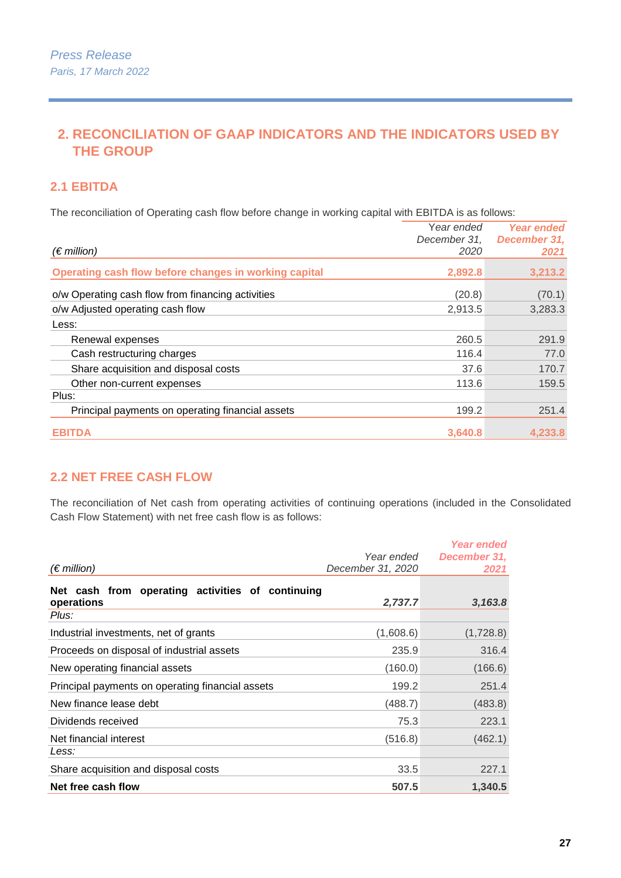Press Release

Paris, 17 March 2022

# 2. RECONCILIATION OF GAAP INDICATORS AND THE INDICATORS USED BY THE GROUP

## 2.1 EBITDA

The reconciliation of Operating cash flow before change in working capital with EBITDA is as follows:

| *(€ million)* | *Year ended December 31, 2020* | ***Year ended December 31, 2021*** |
|---|---|---|
| **Operating cash flow before changes in working capital** | **2,892.8** | **3,213.2** |
| o/w Operating cash flow from financing activities | (20.8) | (70.1) |
| o/w Adjusted operating cash flow | 2,913.5 | 3,283.3 |
| Less: | | |
| Renewal expenses | 260.5 | 291.9 |
| Cash restructuring charges | 116.4 | 77.0 |
| Share acquisition and disposal costs | 37.6 | 170.7 |
| Other non-current expenses | 113.6 | 159.5 |
| Plus: | | |
| Principal payments on operating financial assets | 199.2 | 251.4 |
| **EBITDA** | **3,640.8** | **4,233.8** |

## 2.2 NET FREE CASH FLOW

The reconciliation of Net cash from operating activities of continuing operations (included in the Consolidated Cash Flow Statement) with net free cash flow is as follows:

| *(€ million)* | *Year ended December 31, 2020* | ***Year ended December 31, 2021*** |
|---|---|---|
| **Net cash from operating activities of continuing operations** | ***2,737.7*** | ***3,163.8*** |
| *Plus:* | | |
| Industrial investments, net of grants | (1,608.6) | (1,728.8) |
| Proceeds on disposal of industrial assets | 235.9 | 316.4 |
| New operating financial assets | (160.0) | (166.6) |
| Principal payments on operating financial assets | 199.2 | 251.4 |
| New finance lease debt | (488.7) | (483.8) |
| Dividends received | 75.3 | 223.1 |
| Net financial interest | (516.8) | (462.1) |
| *Less:* | | |
| Share acquisition and disposal costs | 33.5 | 227.1 |
| **Net free cash flow** | **507.5** | **1,340.5** |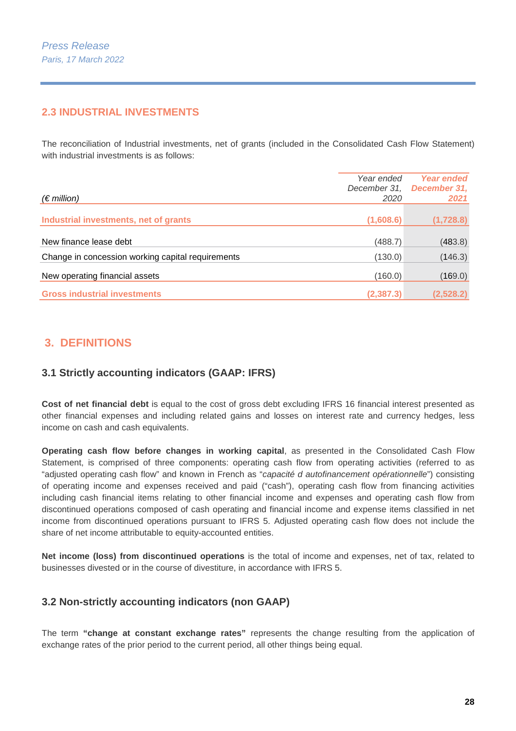Press Release
Paris, 17 March 2022

## 2.3 INDUSTRIAL INVESTMENTS

The reconciliation of Industrial investments, net of grants (included in the Consolidated Cash Flow Statement) with industrial investments is as follows:

| *(€ million)* | *Year ended December 31, 2020* | *Year ended December 31, 2021* |
|---|---|---|
| **Industrial investments, net of grants** | **(1,608.6)** | **(1,728.8)** |
| New finance lease debt | (488.7) | (483.8) |
| Change in concession working capital requirements | (130.0) | (146.3) |
| New operating financial assets | (160.0) | (169.0) |
| **Gross industrial investments** | **(2,387.3)** | **(2,528.2)** |

# 3. DEFINITIONS

## 3.1 Strictly accounting indicators (GAAP: IFRS)

**Cost of net financial debt** is equal to the cost of gross debt excluding IFRS 16 financial interest presented as other financial expenses and including related gains and losses on interest rate and currency hedges, less income on cash and cash equivalents.

**Operating cash flow before changes in working capital**, as presented in the Consolidated Cash Flow Statement, is comprised of three components: operating cash flow from operating activities (referred to as "adjusted operating cash flow" and known in French as "*capacité d autofinancement opérationnelle*") consisting of operating income and expenses received and paid ("cash"), operating cash flow from financing activities including cash financial items relating to other financial income and expenses and operating cash flow from discontinued operations composed of cash operating and financial income and expense items classified in net income from discontinued operations pursuant to IFRS 5. Adjusted operating cash flow does not include the share of net income attributable to equity-accounted entities.

**Net income (loss) from discontinued operations** is the total of income and expenses, net of tax, related to businesses divested or in the course of divestiture, in accordance with IFRS 5.

## 3.2 Non-strictly accounting indicators (non GAAP)

The term **"change at constant exchange rates"** represents the change resulting from the application of exchange rates of the prior period to the current period, all other things being equal.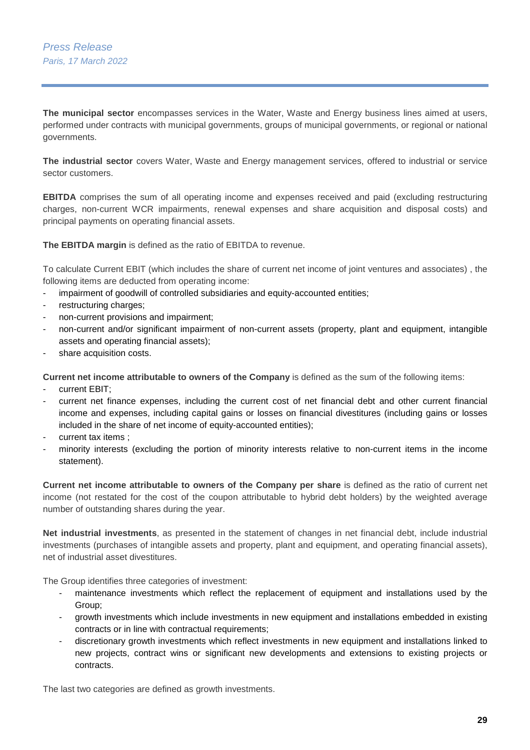**The municipal sector** encompasses services in the Water, Waste and Energy business lines aimed at users, performed under contracts with municipal governments, groups of municipal governments, or regional or national governments.

**The industrial sector** covers Water, Waste and Energy management services, offered to industrial or service sector customers.

**EBITDA** comprises the sum of all operating income and expenses received and paid (excluding restructuring charges, non-current WCR impairments, renewal expenses and share acquisition and disposal costs) and principal payments on operating financial assets.

**The EBITDA margin** is defined as the ratio of EBITDA to revenue.

To calculate Current EBIT (which includes the share of current net income of joint ventures and associates) , the following items are deducted from operating income:

- impairment of goodwill of controlled subsidiaries and equity-accounted entities;
- restructuring charges;
- non-current provisions and impairment;
- non-current and/or significant impairment of non-current assets (property, plant and equipment, intangible assets and operating financial assets);
- share acquisition costs.

**Current net income attributable to owners of the Company** is defined as the sum of the following items:

- current EBIT;
- current net finance expenses, including the current cost of net financial debt and other current financial income and expenses, including capital gains or losses on financial divestitures (including gains or losses included in the share of net income of equity-accounted entities);
- current tax items ;
- minority interests (excluding the portion of minority interests relative to non-current items in the income statement).

**Current net income attributable to owners of the Company per share** is defined as the ratio of current net income (not restated for the cost of the coupon attributable to hybrid debt holders) by the weighted average number of outstanding shares during the year.

**Net industrial investments**, as presented in the statement of changes in net financial debt, include industrial investments (purchases of intangible assets and property, plant and equipment, and operating financial assets), net of industrial asset divestitures.

The Group identifies three categories of investment:

- maintenance investments which reflect the replacement of equipment and installations used by the Group;
- growth investments which include investments in new equipment and installations embedded in existing contracts or in line with contractual requirements;
- discretionary growth investments which reflect investments in new equipment and installations linked to new projects, contract wins or significant new developments and extensions to existing projects or contracts.

The last two categories are defined as growth investments.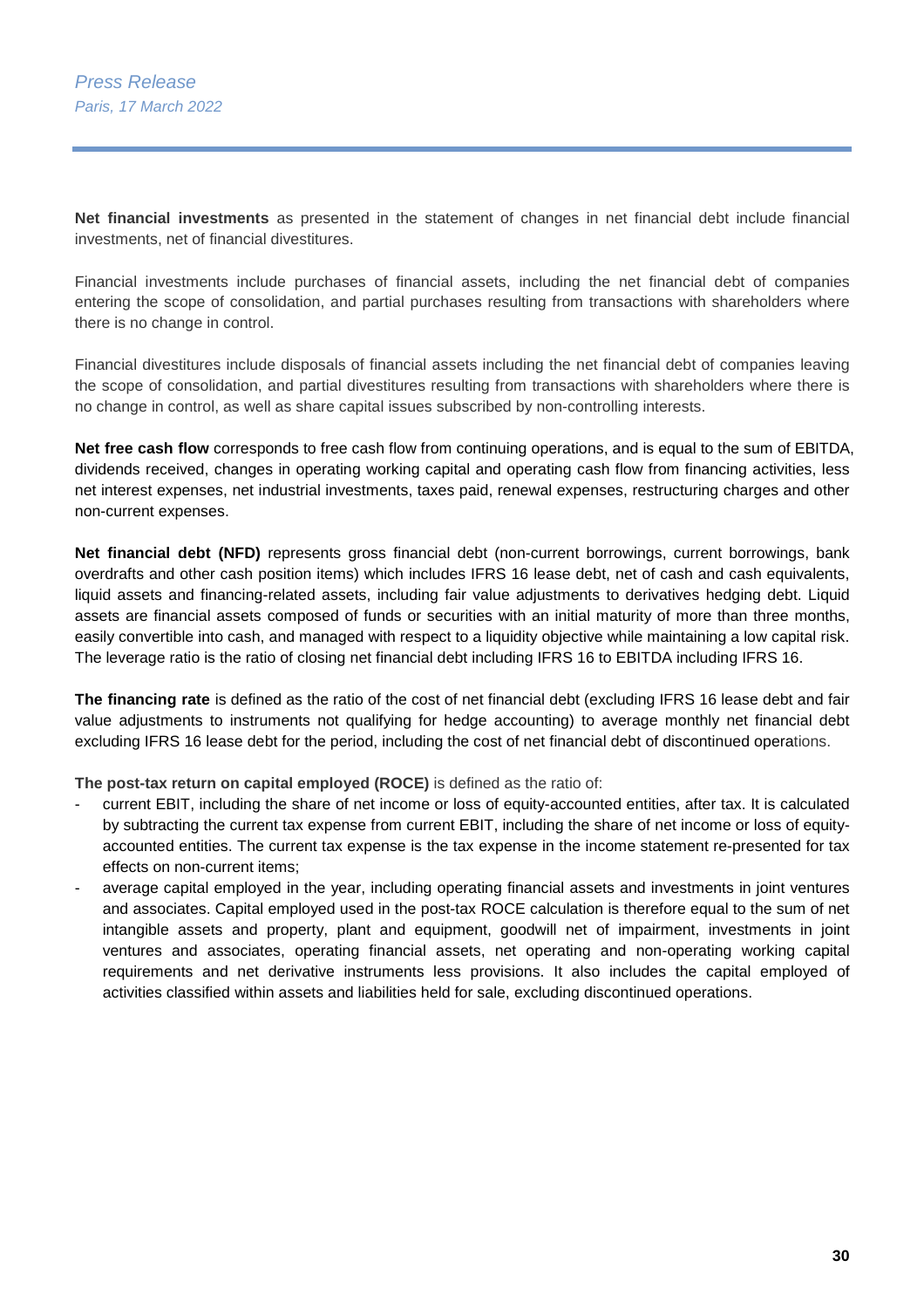**Net financial investments** as presented in the statement of changes in net financial debt include financial investments, net of financial divestitures.

Financial investments include purchases of financial assets, including the net financial debt of companies entering the scope of consolidation, and partial purchases resulting from transactions with shareholders where there is no change in control.

Financial divestitures include disposals of financial assets including the net financial debt of companies leaving the scope of consolidation, and partial divestitures resulting from transactions with shareholders where there is no change in control, as well as share capital issues subscribed by non-controlling interests.

**Net free cash flow** corresponds to free cash flow from continuing operations, and is equal to the sum of EBITDA, dividends received, changes in operating working capital and operating cash flow from financing activities, less net interest expenses, net industrial investments, taxes paid, renewal expenses, restructuring charges and other non-current expenses.

**Net financial debt (NFD)** represents gross financial debt (non-current borrowings, current borrowings, bank overdrafts and other cash position items) which includes IFRS 16 lease debt, net of cash and cash equivalents, liquid assets and financing-related assets, including fair value adjustments to derivatives hedging debt. Liquid assets are financial assets composed of funds or securities with an initial maturity of more than three months, easily convertible into cash, and managed with respect to a liquidity objective while maintaining a low capital risk. The leverage ratio is the ratio of closing net financial debt including IFRS 16 to EBITDA including IFRS 16.

**The financing rate** is defined as the ratio of the cost of net financial debt (excluding IFRS 16 lease debt and fair value adjustments to instruments not qualifying for hedge accounting) to average monthly net financial debt excluding IFRS 16 lease debt for the period, including the cost of net financial debt of discontinued operations.

**The post-tax return on capital employed (ROCE)** is defined as the ratio of:

- current EBIT, including the share of net income or loss of equity-accounted entities, after tax. It is calculated by subtracting the current tax expense from current EBIT, including the share of net income or loss of equity-accounted entities. The current tax expense is the tax expense in the income statement re-presented for tax effects on non-current items;
- average capital employed in the year, including operating financial assets and investments in joint ventures and associates. Capital employed used in the post-tax ROCE calculation is therefore equal to the sum of net intangible assets and property, plant and equipment, goodwill net of impairment, investments in joint ventures and associates, operating financial assets, net operating and non-operating working capital requirements and net derivative instruments less provisions. It also includes the capital employed of activities classified within assets and liabilities held for sale, excluding discontinued operations.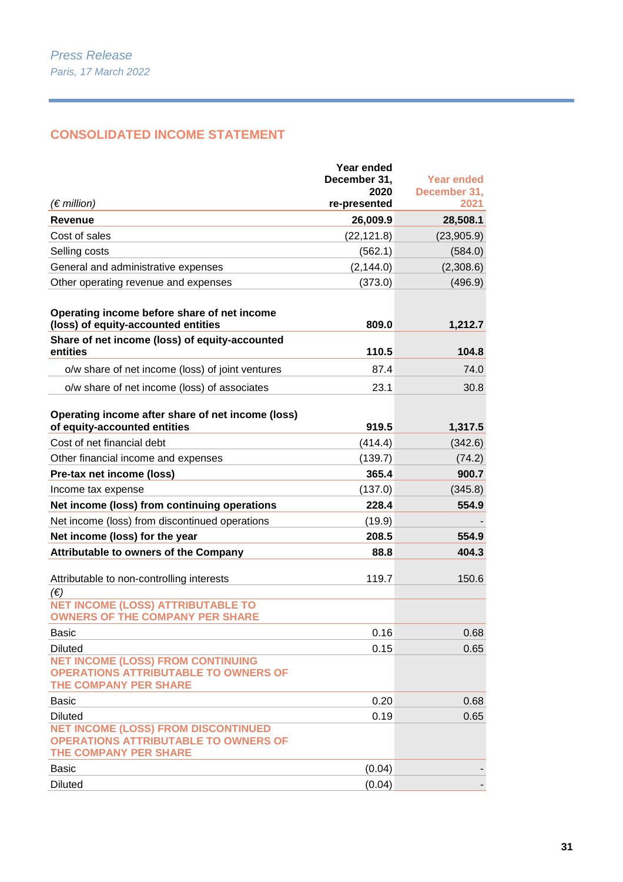*Press Release*
*Paris, 17 March 2022*

## CONSOLIDATED INCOME STATEMENT

| *(€ million)* | **Year ended December 31, 2020 re-presented** | **Year ended December 31, 2021** |
|---|---|---|
| **Revenue** | **26,009.9** | **28,508.1** |
| Cost of sales | (22,121.8) | (23,905.9) |
| Selling costs | (562.1) | (584.0) |
| General and administrative expenses | (2,144.0) | (2,308.6) |
| Other operating revenue and expenses | (373.0) | (496.9) |
| **Operating income before share of net income (loss) of equity-accounted entities** | **809.0** | **1,212.7** |
| **Share of net income (loss) of equity-accounted entities** | **110.5** | **104.8** |
| o/w share of net income (loss) of joint ventures | 87.4 | 74.0 |
| o/w share of net income (loss) of associates | 23.1 | 30.8 |
| **Operating income after share of net income (loss) of equity-accounted entities** | **919.5** | **1,317.5** |
| Cost of net financial debt | (414.4) | (342.6) |
| Other financial income and expenses | (139.7) | (74.2) |
| **Pre-tax net income (loss)** | **365.4** | **900.7** |
| Income tax expense | (137.0) | (345.8) |
| **Net income (loss) from continuing operations** | **228.4** | **554.9** |
| Net income (loss) from discontinued operations | (19.9) | - |
| **Net income (loss) for the year** | **208.5** | **554.9** |
| **Attributable to owners of the Company** | **88.8** | **404.3** |
| Attributable to non-controlling interests | 119.7 | 150.6 |
| *(€)* | | |
| **NET INCOME (LOSS) ATTRIBUTABLE TO OWNERS OF THE COMPANY PER SHARE** | | |
| Basic | 0.16 | 0.68 |
| Diluted | 0.15 | 0.65 |
| **NET INCOME (LOSS) FROM CONTINUING OPERATIONS ATTRIBUTABLE TO OWNERS OF THE COMPANY PER SHARE** | | |
| Basic | 0.20 | 0.68 |
| Diluted | 0.19 | 0.65 |
| **NET INCOME (LOSS) FROM DISCONTINUED OPERATIONS ATTRIBUTABLE TO OWNERS OF THE COMPANY PER SHARE** | | |
| Basic | (0.04) | - |
| Diluted | (0.04) | - |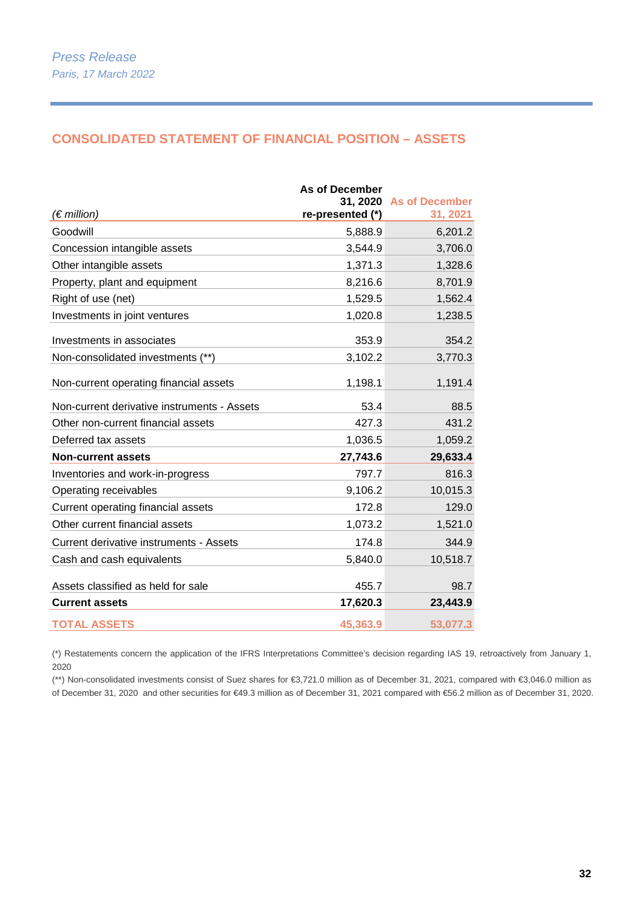Press Release

Paris, 17 March 2022

## CONSOLIDATED STATEMENT OF FINANCIAL POSITION – ASSETS

| *(€ million)* | As of December 31, 2020 re-presented (*) | As of December 31, 2021 |
|---|---|---|
| Goodwill | 5,888.9 | 6,201.2 |
| Concession intangible assets | 3,544.9 | 3,706.0 |
| Other intangible assets | 1,371.3 | 1,328.6 |
| Property, plant and equipment | 8,216.6 | 8,701.9 |
| Right of use (net) | 1,529.5 | 1,562.4 |
| Investments in joint ventures | 1,020.8 | 1,238.5 |
| Investments in associates | 353.9 | 354.2 |
| Non-consolidated investments (**) | 3,102.2 | 3,770.3 |
| Non-current operating financial assets | 1,198.1 | 1,191.4 |
| Non-current derivative instruments - Assets | 53.4 | 88.5 |
| Other non-current financial assets | 427.3 | 431.2 |
| Deferred tax assets | 1,036.5 | 1,059.2 |
| **Non-current assets** | **27,743.6** | **29,633.4** |
| Inventories and work-in-progress | 797.7 | 816.3 |
| Operating receivables | 9,106.2 | 10,015.3 |
| Current operating financial assets | 172.8 | 129.0 |
| Other current financial assets | 1,073.2 | 1,521.0 |
| Current derivative instruments - Assets | 174.8 | 344.9 |
| Cash and cash equivalents | 5,840.0 | 10,518.7 |
| Assets classified as held for sale | 455.7 | 98.7 |
| **Current assets** | **17,620.3** | **23,443.9** |
| **TOTAL ASSETS** | **45,363.9** | **53,077.3** |

(*) Restatements concern the application of the IFRS Interpretations Committee's decision regarding IAS 19, retroactively from January 1, 2020

(**) Non-consolidated investments consist of Suez shares for €3,721.0 million as of December 31, 2021, compared with €3,046.0 million as of December 31, 2020 and other securities for €49.3 million as of December 31, 2021 compared with €56.2 million as of December 31, 2020.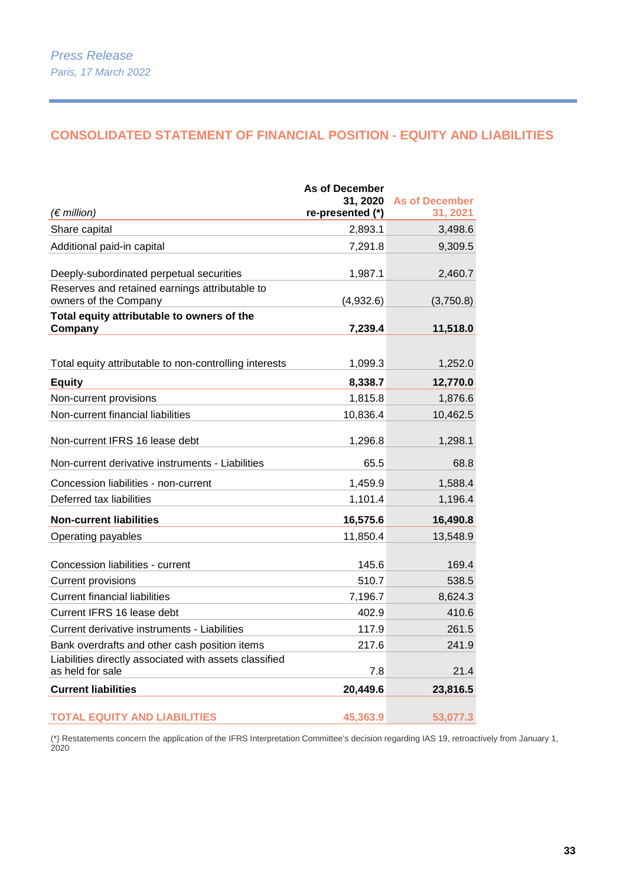Press Release
Paris, 17 March 2022

## CONSOLIDATED STATEMENT OF FINANCIAL POSITION - EQUITY AND LIABILITIES

| (€ million) | As of December 31, 2020 re-presented (*) | As of December 31, 2021 |
|---|---|---|
| Share capital | 2,893.1 | 3,498.6 |
| Additional paid-in capital | 7,291.8 | 9,309.5 |
| Deeply-subordinated perpetual securities | 1,987.1 | 2,460.7 |
| Reserves and retained earnings attributable to owners of the Company | (4,932.6) | (3,750.8) |
| **Total equity attributable to owners of the Company** | **7,239.4** | **11,518.0** |
| Total equity attributable to non-controlling interests | 1,099.3 | 1,252.0 |
| **Equity** | **8,338.7** | **12,770.0** |
| Non-current provisions | 1,815.8 | 1,876.6 |
| Non-current financial liabilities | 10,836.4 | 10,462.5 |
| Non-current IFRS 16 lease debt | 1,296.8 | 1,298.1 |
| Non-current derivative instruments - Liabilities | 65.5 | 68.8 |
| Concession liabilities - non-current | 1,459.9 | 1,588.4 |
| Deferred tax liabilities | 1,101.4 | 1,196.4 |
| **Non-current liabilities** | **16,575.6** | **16,490.8** |
| Operating payables | 11,850.4 | 13,548.9 |
| Concession liabilities - current | 145.6 | 169.4 |
| Current provisions | 510.7 | 538.5 |
| Current financial liabilities | 7,196.7 | 8,624.3 |
| Current IFRS 16 lease debt | 402.9 | 410.6 |
| Current derivative instruments - Liabilities | 117.9 | 261.5 |
| Bank overdrafts and other cash position items | 217.6 | 241.9 |
| Liabilities directly associated with assets classified as held for sale | 7.8 | 21.4 |
| **Current liabilities** | **20,449.6** | **23,816.5** |
| **TOTAL EQUITY AND LIABILITIES** | **45,363.9** | **53,077.3** |

(*) Restatements concern the application of the IFRS Interpretation Committee's decision regarding IAS 19, retroactively from January 1, 2020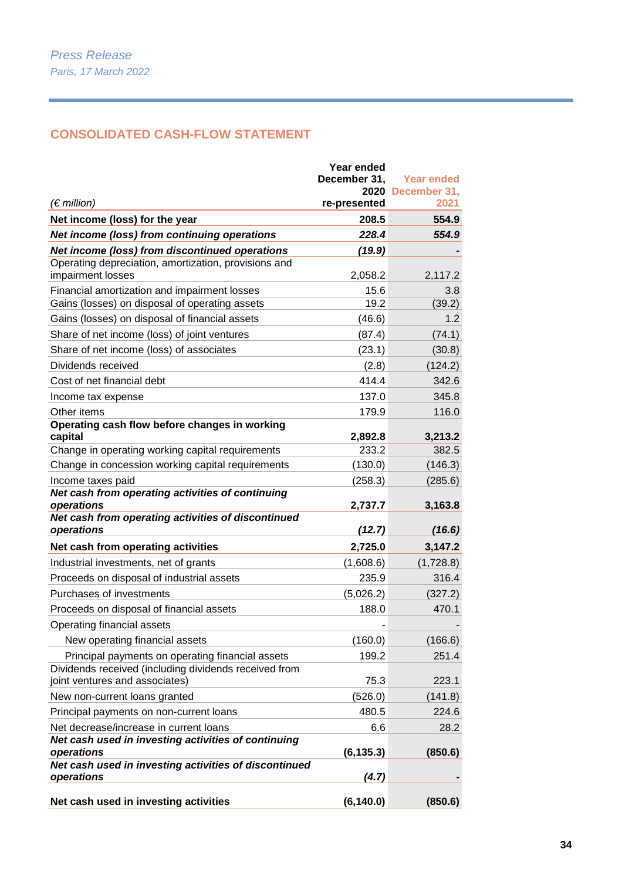Press Release
Paris, 17 March 2022

## CONSOLIDATED CASH-FLOW STATEMENT

| (€ million) | Year ended December 31, 2020 re-presented | Year ended December 31, 2021 |
|---|---|---|
| **Net income (loss) for the year** | **208.5** | **554.9** |
| ***Net income (loss) from continuing operations*** | ***228.4*** | ***554.9*** |
| ***Net income (loss) from discontinued operations*** | ***(19.9)*** | ***-*** |
| Operating depreciation, amortization, provisions and impairment losses | 2,058.2 | 2,117.2 |
| Financial amortization and impairment losses | 15.6 | 3.8 |
| Gains (losses) on disposal of operating assets | 19.2 | (39.2) |
| Gains (losses) on disposal of financial assets | (46.6) | 1.2 |
| Share of net income (loss) of joint ventures | (87.4) | (74.1) |
| Share of net income (loss) of associates | (23.1) | (30.8) |
| Dividends received | (2.8) | (124.2) |
| Cost of net financial debt | 414.4 | 342.6 |
| Income tax expense | 137.0 | 345.8 |
| Other items | 179.9 | 116.0 |
| **Operating cash flow before changes in working capital** | **2,892.8** | **3,213.2** |
| Change in operating working capital requirements | 233.2 | 382.5 |
| Change in concession working capital requirements | (130.0) | (146.3) |
| Income taxes paid | (258.3) | (285.6) |
| ***Net cash from operating activities of continuing operations*** | ***2,737.7*** | ***3,163.8*** |
| ***Net cash from operating activities of discontinued operations*** | ***(12.7)*** | ***(16.6)*** |
| **Net cash from operating activities** | **2,725.0** | **3,147.2** |
| Industrial investments, net of grants | (1,608.6) | (1,728.8) |
| Proceeds on disposal of industrial assets | 235.9 | 316.4 |
| Purchases of investments | (5,026.2) | (327.2) |
| Proceeds on disposal of financial assets | 188.0 | 470.1 |
| Operating financial assets | - | - |
| New operating financial assets | (160.0) | (166.6) |
| Principal payments on operating financial assets | 199.2 | 251.4 |
| Dividends received (including dividends received from joint ventures and associates) | 75.3 | 223.1 |
| New non-current loans granted | (526.0) | (141.8) |
| Principal payments on non-current loans | 480.5 | 224.6 |
| Net decrease/increase in current loans | 6.6 | 28.2 |
| ***Net cash used in investing activities of continuing operations*** | ***(6,135.3)*** | ***(850.6)*** |
| ***Net cash used in investing activities of discontinued operations*** | ***(4.7)*** | ***-*** |
| **Net cash used in investing activities** | **(6,140.0)** | **(850.6)** |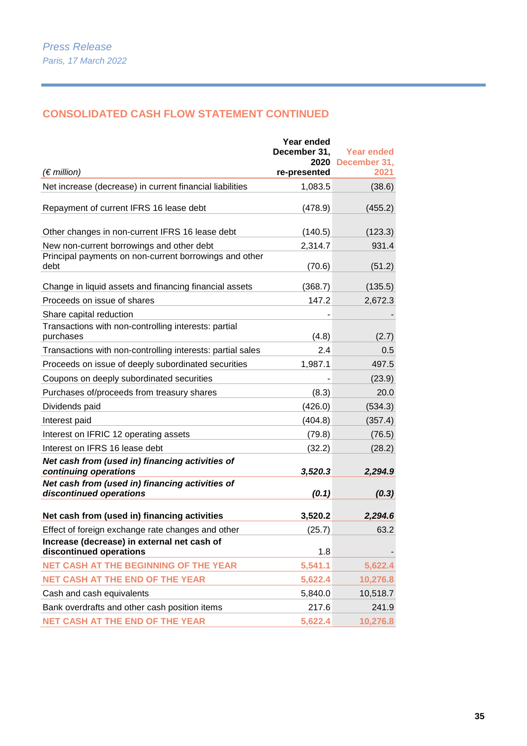*Press Release*
*Paris, 17 March 2022*

## CONSOLIDATED CASH FLOW STATEMENT CONTINUED

| *(€ million)* | Year ended December 31, 2020 re-presented | Year ended December 31, 2021 |
|---|---|---|
| Net increase (decrease) in current financial liabilities | 1,083.5 | (38.6) |
| Repayment of current IFRS 16 lease debt | (478.9) | (455.2) |
| Other changes in non-current IFRS 16 lease debt | (140.5) | (123.3) |
| New non-current borrowings and other debt | 2,314.7 | 931.4 |
| Principal payments on non-current borrowings and other debt | (70.6) | (51.2) |
| Change in liquid assets and financing financial assets | (368.7) | (135.5) |
| Proceeds on issue of shares | 147.2 | 2,672.3 |
| Share capital reduction | - | - |
| Transactions with non-controlling interests: partial purchases | (4.8) | (2.7) |
| Transactions with non-controlling interests: partial sales | 2.4 | 0.5 |
| Proceeds on issue of deeply subordinated securities | 1,987.1 | 497.5 |
| Coupons on deeply subordinated securities | - | (23.9) |
| Purchases of/proceeds from treasury shares | (8.3) | 20.0 |
| Dividends paid | (426.0) | (534.3) |
| Interest paid | (404.8) | (357.4) |
| Interest on IFRIC 12 operating assets | (79.8) | (76.5) |
| Interest on IFRS 16 lease debt | (32.2) | (28.2) |
| ***Net cash from (used in) financing activities of continuing operations*** | ***3,520.3*** | ***2,294.9*** |
| ***Net cash from (used in) financing activities of discontinued operations*** | ***(0.1)*** | ***(0.3)*** |
| **Net cash from (used in) financing activities** | **3,520.2** | ***2,294.6*** |
| Effect of foreign exchange rate changes and other | (25.7) | 63.2 |
| **Increase (decrease) in external net cash of discontinued operations** | 1.8 | - |
| **NET CASH AT THE BEGINNING OF THE YEAR** | **5,541.1** | **5,622.4** |
| **NET CASH AT THE END OF THE YEAR** | **5,622.4** | **10,276.8** |
| Cash and cash equivalents | 5,840.0 | 10,518.7 |
| Bank overdrafts and other cash position items | 217.6 | 241.9 |
| **NET CASH AT THE END OF THE YEAR** | **5,622.4** | **10,276.8** |